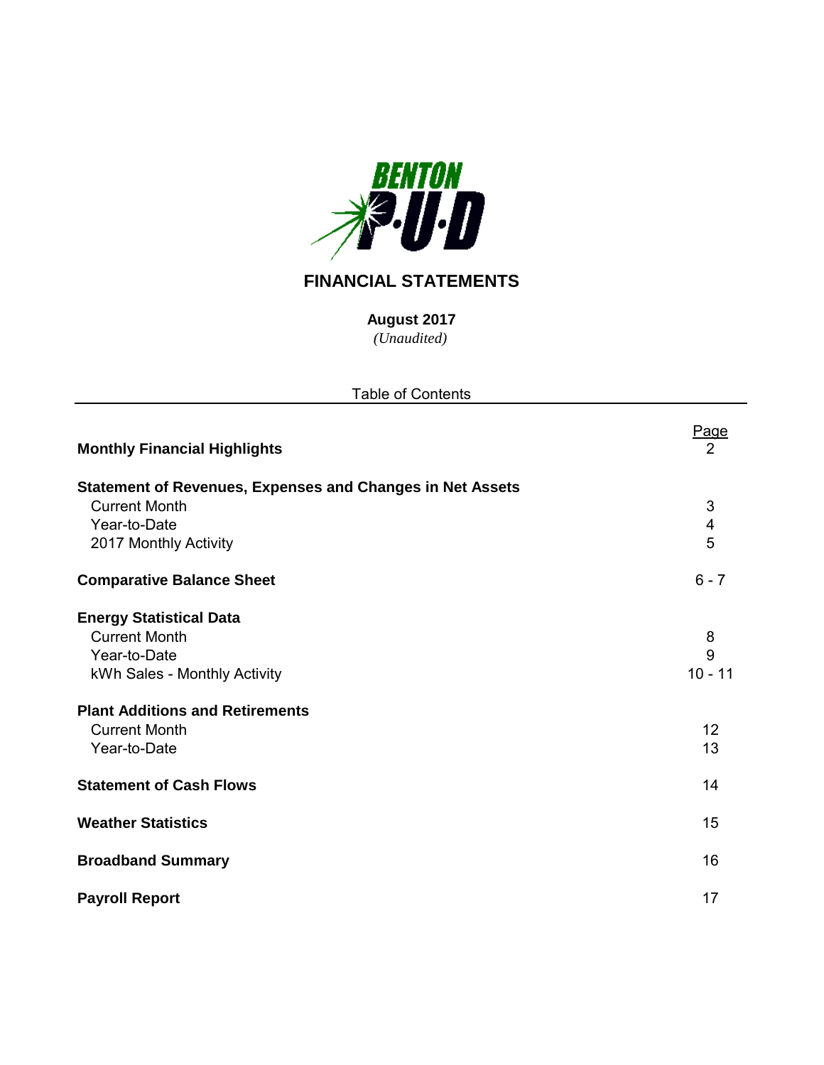# FINANCIAL STATEMENTS

**August 2017**
*(Unaudited)*

Table of Contents

| | Page |
|---|---|
| **Monthly Financial Highlights** | 2 |
| **Statement of Revenues, Expenses and Changes in Net Assets** | |
| Current Month | 3 |
| Year-to-Date | 4 |
| 2017 Monthly Activity | 5 |
| **Comparative Balance Sheet** | 6 - 7 |
| **Energy Statistical Data** | |
| Current Month | 8 |
| Year-to-Date | 9 |
| kWh Sales - Monthly Activity | 10 - 11 |
| **Plant Additions and Retirements** | |
| Current Month | 12 |
| Year-to-Date | 13 |
| **Statement of Cash Flows** | 14 |
| **Weather Statistics** | 15 |
| **Broadband Summary** | 16 |
| **Payroll Report** | 17 |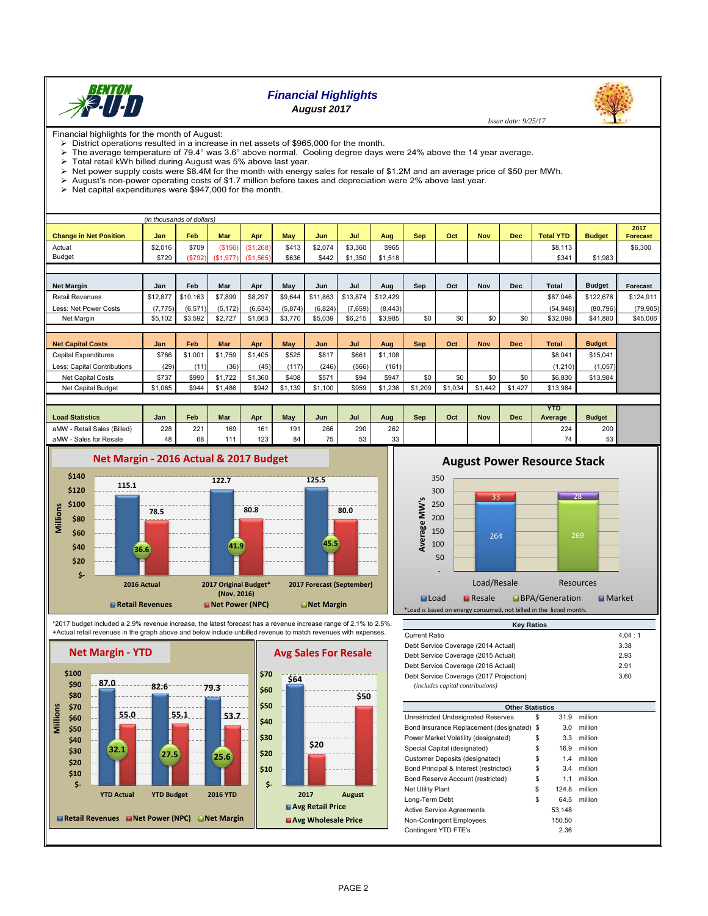# Financial Highlights

**August 2017**

*Issue date: 9/25/17*

Financial highlights for the month of August:

- District operations resulted in a increase in net assets of $965,000 for the month.
- The average temperature of 79.4° was 3.6° above normal. Cooling degree days were 24% above the 14 year average.
- Total retail kWh billed during August was 5% above last year.
- Net power supply costs were $8.4M for the month with energy sales for resale of $1.2M and an average price of $50 per MWh.
- August's non-power operating costs of $1.7 million before taxes and depreciation were 2% above last year.
- Net capital expenditures were $947,000 for the month.

*(in thousands of dollars)*

| Change in Net Position | Jan | Feb | Mar | Apr | May | Jun | Jul | Aug | Sep | Oct | Nov | Dec | Total YTD | Budget | 2017 Forecast |
|---|---|---|---|---|---|---|---|---|---|---|---|---|---|---|---|
| Actual | $2,016 | $709 | ($156) | ($1,268) | $413 | $2,074 | $3,360 | $965 | | | | | $8,113 | | $6,300 |
| Budget | $729 | ($792) | ($1,977) | ($1,565) | $636 | $442 | $1,350 | $1,518 | | | | | $341 | $1,983 | |

| Net Margin | Jan | Feb | Mar | Apr | May | Jun | Jul | Aug | Sep | Oct | Nov | Dec | Total | Budget | Forecast |
|---|---|---|---|---|---|---|---|---|---|---|---|---|---|---|---|
| Retail Revenues | $12,877 | $10,163 | $7,899 | $8,297 | $9,644 | $11,863 | $13,874 | $12,429 | | | | | $87,046 | $122,676 | $124,911 |
| Less: Net Power Costs | (7,775) | (6,571) | (5,172) | (6,634) | (5,874) | (6,824) | (7,659) | (8,443) | | | | | (54,948) | (80,796) | (79,905) |
| Net Margin | $5,102 | $3,592 | $2,727 | $1,663 | $3,770 | $5,039 | $6,215 | $3,985 | $0 | $0 | $0 | $0 | $32,098 | $41,880 | $45,006 |

| Net Capital Costs | Jan | Feb | Mar | Apr | May | Jun | Jul | Aug | Sep | Oct | Nov | Dec | Total | Budget |
|---|---|---|---|---|---|---|---|---|---|---|---|---|---|---|
| Capital Expenditures | $766 | $1,001 | $1,759 | $1,405 | $525 | $817 | $661 | $1,108 | | | | | $8,041 | $15,041 |
| Less: Capital Contributions | (29) | (11) | (36) | (45) | (117) | (246) | (566) | (161) | | | | | (1,210) | (1,057) |
| Net Capital Costs | $737 | $990 | $1,722 | $1,360 | $408 | $571 | $94 | $947 | $0 | $0 | $0 | $0 | $6,830 | $13,984 |
| Net Capital Budget | $1,065 | $944 | $1,486 | $942 | $1,139 | $1,100 | $959 | $1,236 | $1,209 | $1,034 | $1,442 | $1,427 | $13,984 | |

| Load Statistics | Jan | Feb | Mar | Apr | May | Jun | Jul | Aug | Sep | Oct | Nov | Dec | YTD Average | Budget |
|---|---|---|---|---|---|---|---|---|---|---|---|---|---|---|
| aMW - Retail Sales (Billed) | 228 | 221 | 169 | 161 | 191 | 266 | 290 | 262 | | | | | 224 | 200 |
| aMW - Sales for Resale | 48 | 68 | 111 | 123 | 84 | 75 | 53 | 33 | | | | | 74 | 53 |

## Net Margin - 2016 Actual & 2017 Budget

| (Millions) | Retail Revenues | Net Power (NPC) | Net Margin |
|---|---|---|---|
| 2016 Actual | 115.1 | 78.5 | 36.6 |
| 2017 Original Budget* (Nov. 2016) | 122.7 | 80.8 | 41.9 |
| 2017 Forecast (September) | 125.5 | 80.0 | 45.5 |

## August Power Resource Stack

| Average MW's | Load | Resale | BPA/Generation | Market |
|---|---|---|---|---|
| Load/Resale | 264 | 33 | | |
| Resources | | | 269 | 28 |

*Load is based on energy consumed, not billed in the listed month.

*2017 budget included a 2.9% revenue increase, the latest forecast has a revenue increase range of 2.1% to 2.5%.
+Actual retail revenues in the graph above and below include unbilled revenue to match revenues with expenses.

## Net Margin - YTD

| (Millions) | Retail Revenues | Net Power (NPC) | Net Margin |
|---|---|---|---|
| YTD Actual | 87.0 | 55.0 | 32.1 |
| YTD Budget | 82.6 | 55.1 | 27.5 |
| 2016 YTD | 79.3 | 53.7 | 25.6 |

## Avg Sales For Resale

| | Avg Retail Price | Avg Wholesale Price |
|---|---|---|
| 2017 | $64 | $20 |
| August | | $50 |

| Key Ratios | |
|---|---|
| Current Ratio | 4.04 : 1 |
| Debt Service Coverage (2014 Actual) | 3.38 |
| Debt Service Coverage (2015 Actual) | 2.93 |
| Debt Service Coverage (2016 Actual) | 2.91 |
| Debt Service Coverage (2017 Projection) | 3.60 |
| *(includes capital contributions)* | |

| Other Statistics | | | |
|---|---|---|---|
| Unrestricted Undesignated Reserves | $ | 31.9 | million |
| Bond Insurance Replacement (designated) | $ | 3.0 | million |
| Power Market Volatility (designated) | $ | 3.3 | million |
| Special Capital (designated) | $ | 16.9 | million |
| Customer Deposits (designated) | $ | 1.4 | million |
| Bond Principal & Interest (restricted) | $ | 3.4 | million |
| Bond Reserve Account (restricted) | $ | 1.1 | million |
| Net Utility Plant | $ | 124.8 | million |
| Long-Term Debt | $ | 64.5 | million |
| Active Service Agreements | | 53,148 | |
| Non-Contingent Employees | | 150.50 | |
| Contingent YTD FTE's | | 2.36 | |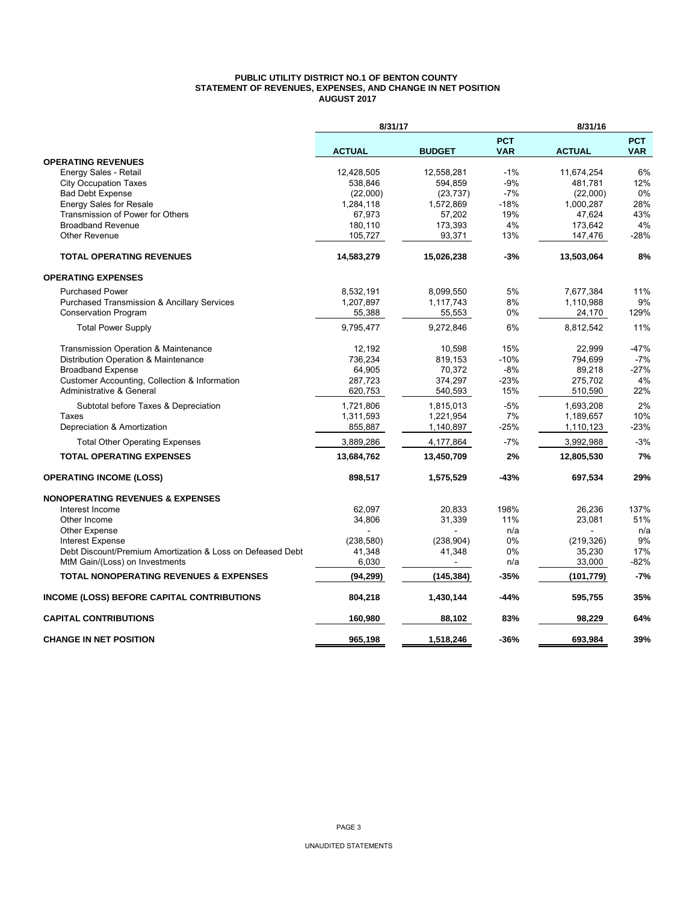**PUBLIC UTILITY DISTRICT NO.1 OF BENTON COUNTY**
**STATEMENT OF REVENUES, EXPENSES, AND CHANGE IN NET POSITION**
**AUGUST 2017**

| | 8/31/17 | | | 8/31/16 | |
|---|---|---|---|---|---|
| | **ACTUAL** | **BUDGET** | **PCT VAR** | **ACTUAL** | **PCT VAR** |
| **OPERATING REVENUES** | | | | | |
| Energy Sales - Retail | 12,428,505 | 12,558,281 | -1% | 11,674,254 | 6% |
| City Occupation Taxes | 538,846 | 594,859 | -9% | 481,781 | 12% |
| Bad Debt Expense | (22,000) | (23,737) | -7% | (22,000) | 0% |
| Energy Sales for Resale | 1,284,118 | 1,572,869 | -18% | 1,000,287 | 28% |
| Transmission of Power for Others | 67,973 | 57,202 | 19% | 47,624 | 43% |
| Broadband Revenue | 180,110 | 173,393 | 4% | 173,642 | 4% |
| Other Revenue | 105,727 | 93,371 | 13% | 147,476 | -28% |
| **TOTAL OPERATING REVENUES** | **14,583,279** | **15,026,238** | **-3%** | **13,503,064** | **8%** |
| **OPERATING EXPENSES** | | | | | |
| Purchased Power | 8,532,191 | 8,099,550 | 5% | 7,677,384 | 11% |
| Purchased Transmission & Ancillary Services | 1,207,897 | 1,117,743 | 8% | 1,110,988 | 9% |
| Conservation Program | 55,388 | 55,553 | 0% | 24,170 | 129% |
| Total Power Supply | 9,795,477 | 9,272,846 | 6% | 8,812,542 | 11% |
| Transmission Operation & Maintenance | 12,192 | 10,598 | 15% | 22,999 | -47% |
| Distribution Operation & Maintenance | 736,234 | 819,153 | -10% | 794,699 | -7% |
| Broadband Expense | 64,905 | 70,372 | -8% | 89,218 | -27% |
| Customer Accounting, Collection & Information | 287,723 | 374,297 | -23% | 275,702 | 4% |
| Administrative & General | 620,753 | 540,593 | 15% | 510,590 | 22% |
| Subtotal before Taxes & Depreciation | 1,721,806 | 1,815,013 | -5% | 1,693,208 | 2% |
| Taxes | 1,311,593 | 1,221,954 | 7% | 1,189,657 | 10% |
| Depreciation & Amortization | 855,887 | 1,140,897 | -25% | 1,110,123 | -23% |
| Total Other Operating Expenses | 3,889,286 | 4,177,864 | -7% | 3,992,988 | -3% |
| **TOTAL OPERATING EXPENSES** | **13,684,762** | **13,450,709** | **2%** | **12,805,530** | **7%** |
| **OPERATING INCOME (LOSS)** | **898,517** | **1,575,529** | **-43%** | **697,534** | **29%** |
| **NONOPERATING REVENUES & EXPENSES** | | | | | |
| Interest Income | 62,097 | 20,833 | 198% | 26,236 | 137% |
| Other Income | 34,806 | 31,339 | 11% | 23,081 | 51% |
| Other Expense | - | - | n/a | - | n/a |
| Interest Expense | (238,580) | (238,904) | 0% | (219,326) | 9% |
| Debt Discount/Premium Amortization & Loss on Defeased Debt | 41,348 | 41,348 | 0% | 35,230 | 17% |
| MtM Gain/(Loss) on Investments | 6,030 | - | n/a | 33,000 | -82% |
| **TOTAL NONOPERATING REVENUES & EXPENSES** | **(94,299)** | **(145,384)** | **-35%** | **(101,779)** | **-7%** |
| **INCOME (LOSS) BEFORE CAPITAL CONTRIBUTIONS** | **804,218** | **1,430,144** | **-44%** | **595,755** | **35%** |
| **CAPITAL CONTRIBUTIONS** | **160,980** | **88,102** | **83%** | **98,229** | **64%** |
| **CHANGE IN NET POSITION** | **965,198** | **1,518,246** | **-36%** | **693,984** | **39%** |

UNAUDITED STATEMENTS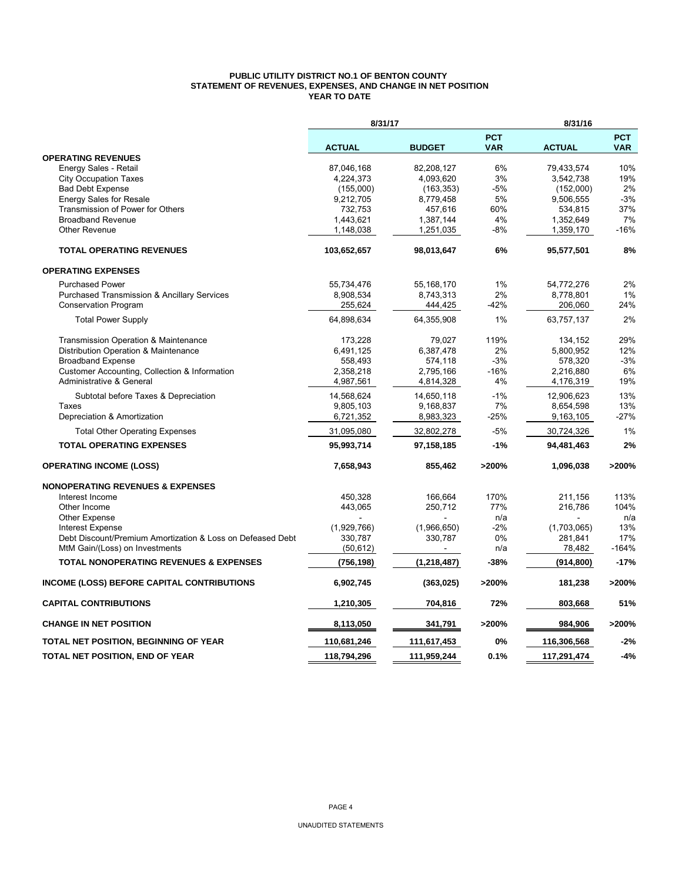**PUBLIC UTILITY DISTRICT NO.1 OF BENTON COUNTY**
**STATEMENT OF REVENUES, EXPENSES, AND CHANGE IN NET POSITION**
**YEAR TO DATE**

| | 8/31/17 | | | 8/31/16 | |
|---|---|---|---|---|---|
| | **ACTUAL** | **BUDGET** | **PCT VAR** | **ACTUAL** | **PCT VAR** |
| **OPERATING REVENUES** | | | | | |
| Energy Sales - Retail | 87,046,168 | 82,208,127 | 6% | 79,433,574 | 10% |
| City Occupation Taxes | 4,224,373 | 4,093,620 | 3% | 3,542,738 | 19% |
| Bad Debt Expense | (155,000) | (163,353) | -5% | (152,000) | 2% |
| Energy Sales for Resale | 9,212,705 | 8,779,458 | 5% | 9,506,555 | -3% |
| Transmission of Power for Others | 732,753 | 457,616 | 60% | 534,815 | 37% |
| Broadband Revenue | 1,443,621 | 1,387,144 | 4% | 1,352,649 | 7% |
| Other Revenue | 1,148,038 | 1,251,035 | -8% | 1,359,170 | -16% |
| **TOTAL OPERATING REVENUES** | **103,652,657** | **98,013,647** | **6%** | **95,577,501** | **8%** |
| **OPERATING EXPENSES** | | | | | |
| Purchased Power | 55,734,476 | 55,168,170 | 1% | 54,772,276 | 2% |
| Purchased Transmission & Ancillary Services | 8,908,534 | 8,743,313 | 2% | 8,778,801 | 1% |
| Conservation Program | 255,624 | 444,425 | -42% | 206,060 | 24% |
| Total Power Supply | 64,898,634 | 64,355,908 | 1% | 63,757,137 | 2% |
| Transmission Operation & Maintenance | 173,228 | 79,027 | 119% | 134,152 | 29% |
| Distribution Operation & Maintenance | 6,491,125 | 6,387,478 | 2% | 5,800,952 | 12% |
| Broadband Expense | 558,493 | 574,118 | -3% | 578,320 | -3% |
| Customer Accounting, Collection & Information | 2,358,218 | 2,795,166 | -16% | 2,216,880 | 6% |
| Administrative & General | 4,987,561 | 4,814,328 | 4% | 4,176,319 | 19% |
| Subtotal before Taxes & Depreciation | 14,568,624 | 14,650,118 | -1% | 12,906,623 | 13% |
| Taxes | 9,805,103 | 9,168,837 | 7% | 8,654,598 | 13% |
| Depreciation & Amortization | 6,721,352 | 8,983,323 | -25% | 9,163,105 | -27% |
| Total Other Operating Expenses | 31,095,080 | 32,802,278 | -5% | 30,724,326 | 1% |
| **TOTAL OPERATING EXPENSES** | **95,993,714** | **97,158,185** | **-1%** | **94,481,463** | **2%** |
| **OPERATING INCOME (LOSS)** | **7,658,943** | **855,462** | **>200%** | **1,096,038** | **>200%** |
| **NONOPERATING REVENUES & EXPENSES** | | | | | |
| Interest Income | 450,328 | 166,664 | 170% | 211,156 | 113% |
| Other Income | 443,065 | 250,712 | 77% | 216,786 | 104% |
| Other Expense | - | - | n/a | - | n/a |
| Interest Expense | (1,929,766) | (1,966,650) | -2% | (1,703,065) | 13% |
| Debt Discount/Premium Amortization & Loss on Defeased Debt | 330,787 | 330,787 | 0% | 281,841 | 17% |
| MtM Gain/(Loss) on Investments | (50,612) | - | n/a | 78,482 | -164% |
| **TOTAL NONOPERATING REVENUES & EXPENSES** | **(756,198)** | **(1,218,487)** | **-38%** | **(914,800)** | **-17%** |
| **INCOME (LOSS) BEFORE CAPITAL CONTRIBUTIONS** | **6,902,745** | **(363,025)** | **>200%** | **181,238** | **>200%** |
| **CAPITAL CONTRIBUTIONS** | **1,210,305** | **704,816** | **72%** | **803,668** | **51%** |
| **CHANGE IN NET POSITION** | **8,113,050** | **341,791** | **>200%** | **984,906** | **>200%** |
| **TOTAL NET POSITION, BEGINNING OF YEAR** | **110,681,246** | **111,617,453** | **0%** | **116,306,568** | **-2%** |
| **TOTAL NET POSITION, END OF YEAR** | **118,794,296** | **111,959,244** | **0.1%** | **117,291,474** | **-4%** |

UNAUDITED STATEMENTS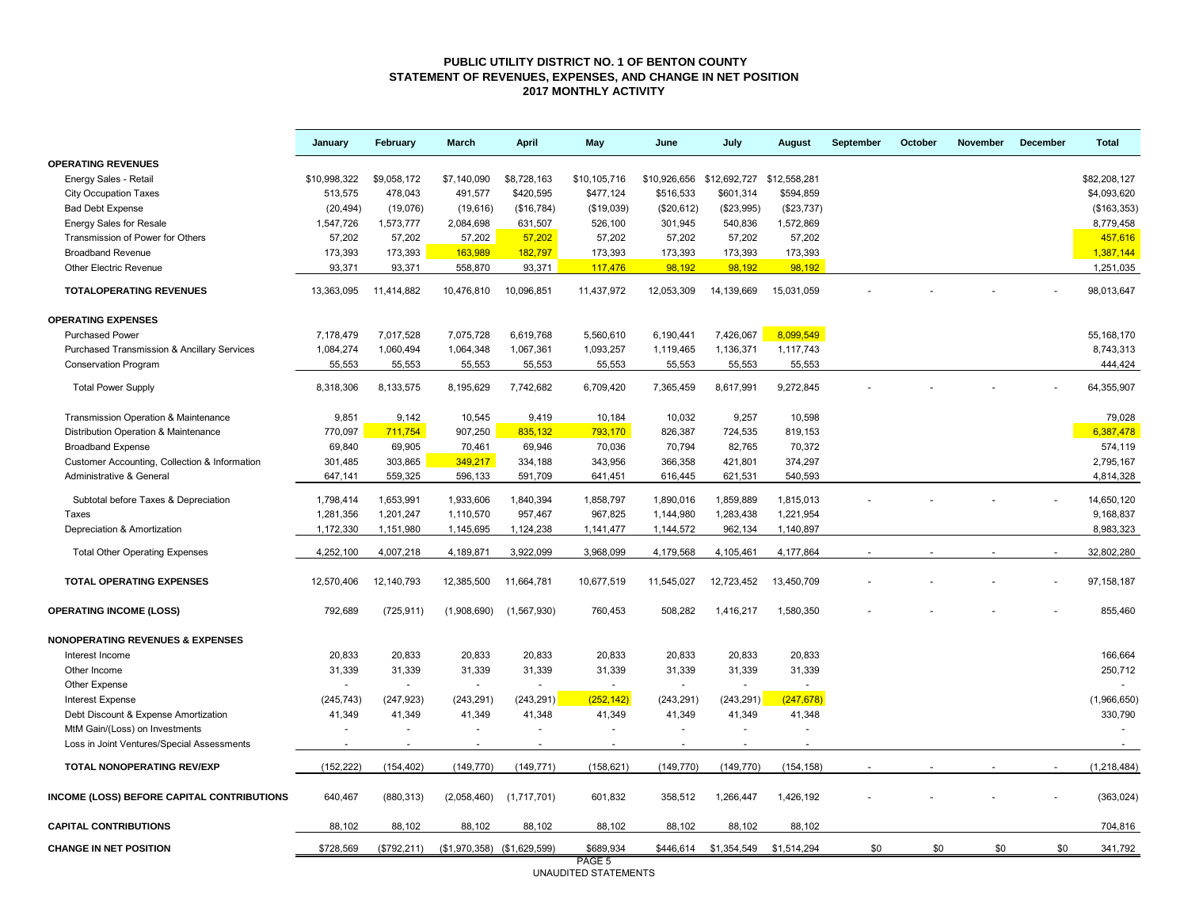# PUBLIC UTILITY DISTRICT NO. 1 OF BENTON COUNTY
## STATEMENT OF REVENUES, EXPENSES, AND CHANGE IN NET POSITION
## 2017 MONTHLY ACTIVITY

| | January | February | March | April | May | June | July | August | September | October | November | December | Total |
|---|---|---|---|---|---|---|---|---|---|---|---|---|---|
| **OPERATING REVENUES** | | | | | | | | | | | | | |
| Energy Sales - Retail | $10,998,322 | $9,058,172 | $7,140,090 | $8,728,163 | $10,105,716 | $10,926,656 | $12,692,727 | $12,558,281 | | | | | $82,208,127 |
| City Occupation Taxes | 513,575 | 478,043 | 491,577 | $420,595 | $477,124 | $516,533 | $601,314 | $594,859 | | | | | $4,093,620 |
| Bad Debt Expense | (20,494) | (19,076) | (19,616) | ($16,784) | ($19,039) | ($20,612) | ($23,995) | ($23,737) | | | | | ($163,353) |
| Energy Sales for Resale | 1,547,726 | 1,573,777 | 2,084,698 | 631,507 | 526,100 | 301,945 | 540,836 | 1,572,869 | | | | | 8,779,458 |
| Transmission of Power for Others | 57,202 | 57,202 | 57,202 | 57,202 | 57,202 | 57,202 | 57,202 | 57,202 | | | | | 457,616 |
| Broadband Revenue | 173,393 | 173,393 | 163,989 | 182,797 | 173,393 | 173,393 | 173,393 | 173,393 | | | | | 1,387,144 |
| Other Electric Revenue | 93,371 | 93,371 | 558,870 | 93,371 | 117,476 | 98,192 | 98,192 | 98,192 | | | | | 1,251,035 |
| **TOTALOPERATING REVENUES** | 13,363,095 | 11,414,882 | 10,476,810 | 10,096,851 | 11,437,972 | 12,053,309 | 14,139,669 | 15,031,059 | - | - | - | - | 98,013,647 |
| **OPERATING EXPENSES** | | | | | | | | | | | | | |
| Purchased Power | 7,178,479 | 7,017,528 | 7,075,728 | 6,619,768 | 5,560,610 | 6,190,441 | 7,426,067 | 8,099,549 | | | | | 55,168,170 |
| Purchased Transmission & Ancillary Services | 1,084,274 | 1,060,494 | 1,064,348 | 1,067,361 | 1,093,257 | 1,119,465 | 1,136,371 | 1,117,743 | | | | | 8,743,313 |
| Conservation Program | 55,553 | 55,553 | 55,553 | 55,553 | 55,553 | 55,553 | 55,553 | 55,553 | | | | | 444,424 |
| Total Power Supply | 8,318,306 | 8,133,575 | 8,195,629 | 7,742,682 | 6,709,420 | 7,365,459 | 8,617,991 | 9,272,845 | - | - | - | - | 64,355,907 |
| Transmission Operation & Maintenance | 9,851 | 9,142 | 10,545 | 9,419 | 10,184 | 10,032 | 9,257 | 10,598 | | | | | 79,028 |
| Distribution Operation & Maintenance | 770,097 | 711,754 | 907,250 | 835,132 | 793,170 | 826,387 | 724,535 | 819,153 | | | | | 6,387,478 |
| Broadband Expense | 69,840 | 69,905 | 70,461 | 69,946 | 70,036 | 70,794 | 82,765 | 70,372 | | | | | 574,119 |
| Customer Accounting, Collection & Information | 301,485 | 303,865 | 349,217 | 334,188 | 343,956 | 366,358 | 421,801 | 374,297 | | | | | 2,795,167 |
| Administrative & General | 647,141 | 559,325 | 596,133 | 591,709 | 641,451 | 616,445 | 621,531 | 540,593 | | | | | 4,814,328 |
| Subtotal before Taxes & Depreciation | 1,798,414 | 1,653,991 | 1,933,606 | 1,840,394 | 1,858,797 | 1,890,016 | 1,859,889 | 1,815,013 | - | - | - | - | 14,650,120 |
| Taxes | 1,281,356 | 1,201,247 | 1,110,570 | 957,467 | 967,825 | 1,144,980 | 1,283,438 | 1,221,954 | | | | | 9,168,837 |
| Depreciation & Amortization | 1,172,330 | 1,151,980 | 1,145,695 | 1,124,238 | 1,141,477 | 1,144,572 | 962,134 | 1,140,897 | | | | | 8,983,323 |
| Total Other Operating Expenses | 4,252,100 | 4,007,218 | 4,189,871 | 3,922,099 | 3,968,099 | 4,179,568 | 4,105,461 | 4,177,864 | - | - | - | - | 32,802,280 |
| **TOTAL OPERATING EXPENSES** | 12,570,406 | 12,140,793 | 12,385,500 | 11,664,781 | 10,677,519 | 11,545,027 | 12,723,452 | 13,450,709 | - | - | - | - | 97,158,187 |
| **OPERATING INCOME (LOSS)** | 792,689 | (725,911) | (1,908,690) | (1,567,930) | 760,453 | 508,282 | 1,416,217 | 1,580,350 | - | - | - | - | 855,460 |
| **NONOPERATING REVENUES & EXPENSES** | | | | | | | | | | | | | |
| Interest Income | 20,833 | 20,833 | 20,833 | 20,833 | 20,833 | 20,833 | 20,833 | 20,833 | | | | | 166,664 |
| Other Income | 31,339 | 31,339 | 31,339 | 31,339 | 31,339 | 31,339 | 31,339 | 31,339 | | | | | 250,712 |
| Other Expense | - | - | - | - | - | - | - | - | | | | | - |
| Interest Expense | (245,743) | (247,923) | (243,291) | (243,291) | (252,142) | (243,291) | (243,291) | (247,678) | | | | | (1,966,650) |
| Debt Discount & Expense Amortization | 41,349 | 41,349 | 41,349 | 41,348 | 41,349 | 41,349 | 41,349 | 41,348 | | | | | 330,790 |
| MtM Gain/(Loss) on Investments | - | - | - | - | - | - | - | - | | | | | - |
| Loss in Joint Ventures/Special Assessments | - | - | - | - | - | - | - | - | | | | | - |
| **TOTAL NONOPERATING REV/EXP** | (152,222) | (154,402) | (149,770) | (149,771) | (158,621) | (149,770) | (149,770) | (154,158) | - | - | - | - | (1,218,484) |
| **INCOME (LOSS) BEFORE CAPITAL CONTRIBUTIONS** | 640,467 | (880,313) | (2,058,460) | (1,717,701) | 601,832 | 358,512 | 1,266,447 | 1,426,192 | - | - | - | - | (363,024) |
| **CAPITAL CONTRIBUTIONS** | 88,102 | 88,102 | 88,102 | 88,102 | 88,102 | 88,102 | 88,102 | 88,102 | | | | | 704,816 |
| **CHANGE IN NET POSITION** | $728,569 | ($792,211) | ($1,970,358) | ($1,629,599) | $689,934 | $446,614 | $1,354,549 | $1,514,294 | $0 | $0 | $0 | $0 | 341,792 |

UNAUDITED STATEMENTS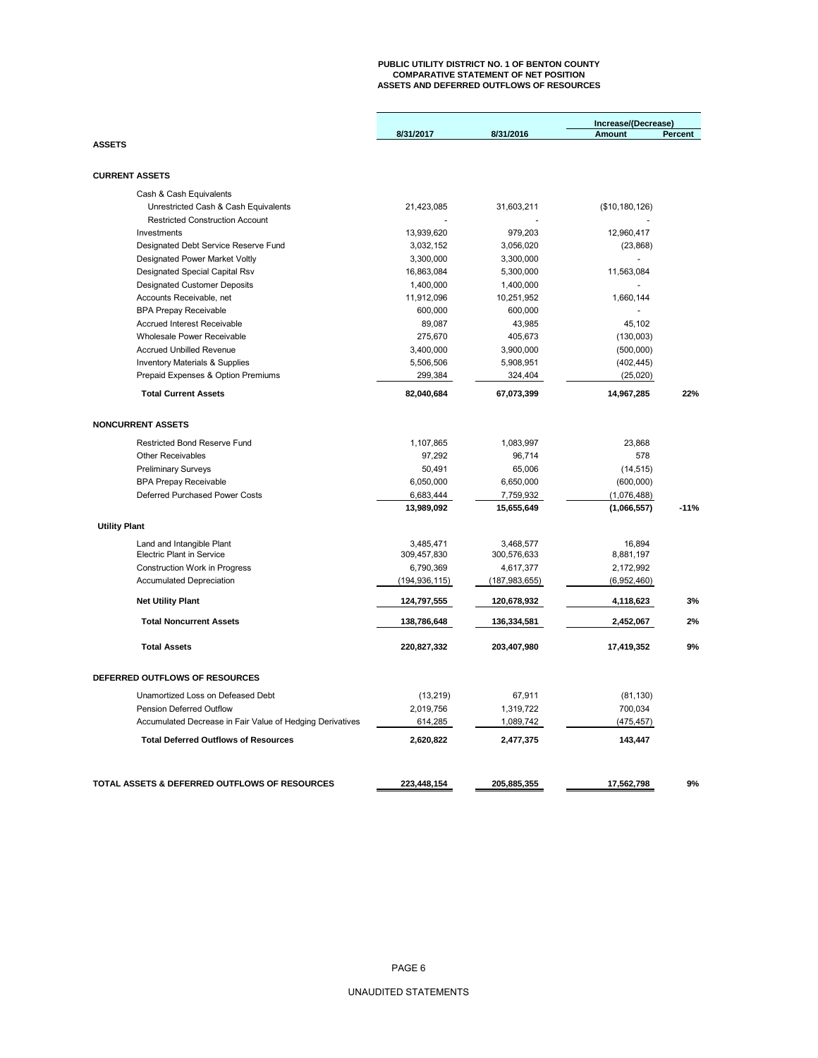**PUBLIC UTILITY DISTRICT NO. 1 OF BENTON COUNTY**
**COMPARATIVE STATEMENT OF NET POSITION**
**ASSETS AND DEFERRED OUTFLOWS OF RESOURCES**

| | 8/31/2017 | 8/31/2016 | Increase/(Decrease) Amount | Percent |
|---|---|---|---|---|
| **ASSETS** | | | | |
| **CURRENT ASSETS** | | | | |
| Cash & Cash Equivalents | | | | |
| Unrestricted Cash & Cash Equivalents | 21,423,085 | 31,603,211 | ($10,180,126) | |
| Restricted Construction Account | - | - | - | |
| Investments | 13,939,620 | 979,203 | 12,960,417 | |
| Designated Debt Service Reserve Fund | 3,032,152 | 3,056,020 | (23,868) | |
| Designated Power Market Voltly | 3,300,000 | 3,300,000 | - | |
| Designated Special Capital Rsv | 16,863,084 | 5,300,000 | 11,563,084 | |
| Designated Customer Deposits | 1,400,000 | 1,400,000 | - | |
| Accounts Receivable, net | 11,912,096 | 10,251,952 | 1,660,144 | |
| BPA Prepay Receivable | 600,000 | 600,000 | - | |
| Accrued Interest Receivable | 89,087 | 43,985 | 45,102 | |
| Wholesale Power Receivable | 275,670 | 405,673 | (130,003) | |
| Accrued Unbilled Revenue | 3,400,000 | 3,900,000 | (500,000) | |
| Inventory Materials & Supplies | 5,506,506 | 5,908,951 | (402,445) | |
| Prepaid Expenses & Option Premiums | 299,384 | 324,404 | (25,020) | |
| **Total Current Assets** | **82,040,684** | **67,073,399** | **14,967,285** | **22%** |
| **NONCURRENT ASSETS** | | | | |
| Restricted Bond Reserve Fund | 1,107,865 | 1,083,997 | 23,868 | |
| Other Receivables | 97,292 | 96,714 | 578 | |
| Preliminary Surveys | 50,491 | 65,006 | (14,515) | |
| BPA Prepay Receivable | 6,050,000 | 6,650,000 | (600,000) | |
| Deferred Purchased Power Costs | 6,683,444 | 7,759,932 | (1,076,488) | |
| | **13,989,092** | **15,655,649** | **(1,066,557)** | **-11%** |
| **Utility Plant** | | | | |
| Land and Intangible Plant | 3,485,471 | 3,468,577 | 16,894 | |
| Electric Plant in Service | 309,457,830 | 300,576,633 | 8,881,197 | |
| Construction Work in Progress | 6,790,369 | 4,617,377 | 2,172,992 | |
| Accumulated Depreciation | (194,936,115) | (187,983,655) | (6,952,460) | |
| **Net Utility Plant** | **124,797,555** | **120,678,932** | **4,118,623** | **3%** |
| **Total Noncurrent Assets** | **138,786,648** | **136,334,581** | **2,452,067** | **2%** |
| **Total Assets** | **220,827,332** | **203,407,980** | **17,419,352** | **9%** |
| **DEFERRED OUTFLOWS OF RESOURCES** | | | | |
| Unamortized Loss on Defeased Debt | (13,219) | 67,911 | (81,130) | |
| Pension Deferred Outflow | 2,019,756 | 1,319,722 | 700,034 | |
| Accumulated Decrease in Fair Value of Hedging Derivatives | 614,285 | 1,089,742 | (475,457) | |
| **Total Deferred Outflows of Resources** | **2,620,822** | **2,477,375** | **143,447** | |
| **TOTAL ASSETS & DEFERRED OUTFLOWS OF RESOURCES** | **223,448,154** | **205,885,355** | **17,562,798** | **9%** |

UNAUDITED STATEMENTS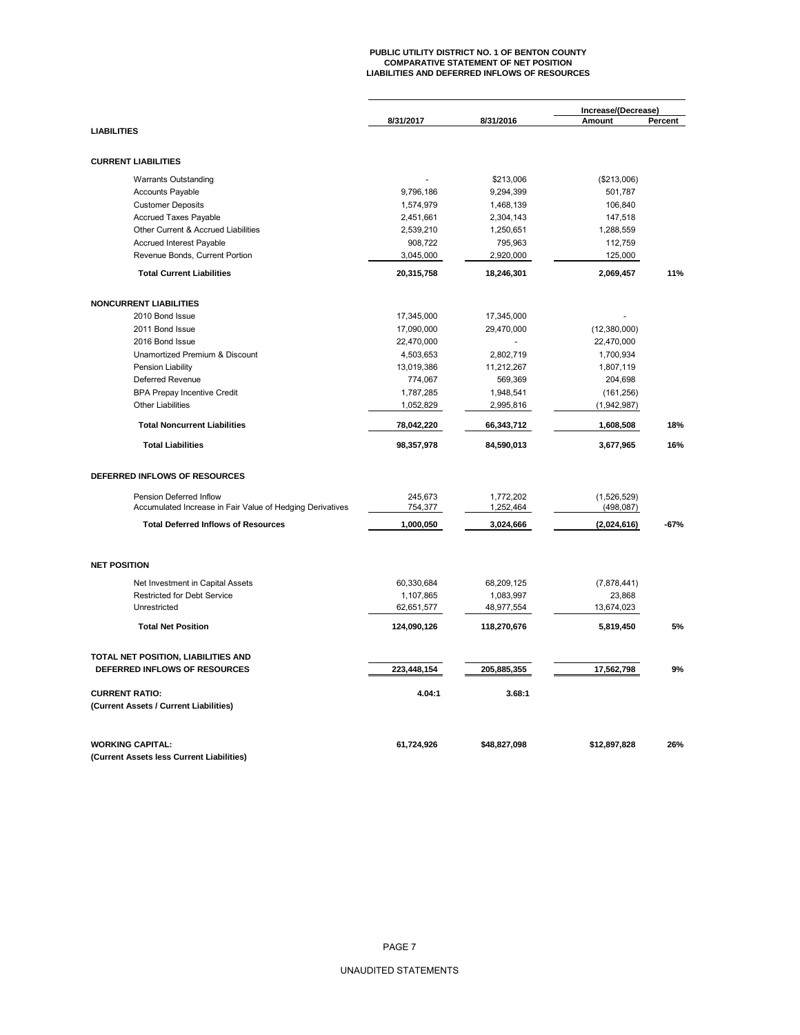**PUBLIC UTILITY DISTRICT NO. 1 OF BENTON COUNTY**
**COMPARATIVE STATEMENT OF NET POSITION**
**LIABILITIES AND DEFERRED INFLOWS OF RESOURCES**

| | 8/31/2017 | 8/31/2016 | Increase/(Decrease) Amount | Percent |
|---|---|---|---|---|
| **LIABILITIES** | | | | |
| **CURRENT LIABILITIES** | | | | |
| Warrants Outstanding | - | $213,006 | ($213,006) | |
| Accounts Payable | 9,796,186 | 9,294,399 | 501,787 | |
| Customer Deposits | 1,574,979 | 1,468,139 | 106,840 | |
| Accrued Taxes Payable | 2,451,661 | 2,304,143 | 147,518 | |
| Other Current & Accrued Liabilities | 2,539,210 | 1,250,651 | 1,288,559 | |
| Accrued Interest Payable | 908,722 | 795,963 | 112,759 | |
| Revenue Bonds, Current Portion | 3,045,000 | 2,920,000 | 125,000 | |
| **Total Current Liabilities** | **20,315,758** | **18,246,301** | **2,069,457** | **11%** |
| **NONCURRENT LIABILITIES** | | | | |
| 2010 Bond Issue | 17,345,000 | 17,345,000 | - | |
| 2011 Bond Issue | 17,090,000 | 29,470,000 | (12,380,000) | |
| 2016 Bond Issue | 22,470,000 | - | 22,470,000 | |
| Unamortized Premium & Discount | 4,503,653 | 2,802,719 | 1,700,934 | |
| Pension Liability | 13,019,386 | 11,212,267 | 1,807,119 | |
| Deferred Revenue | 774,067 | 569,369 | 204,698 | |
| BPA Prepay Incentive Credit | 1,787,285 | 1,948,541 | (161,256) | |
| Other Liabilities | 1,052,829 | 2,995,816 | (1,942,987) | |
| **Total Noncurrent Liabilities** | **78,042,220** | **66,343,712** | **1,608,508** | **18%** |
| **Total Liabilities** | **98,357,978** | **84,590,013** | **3,677,965** | **16%** |
| **DEFERRED INFLOWS OF RESOURCES** | | | | |
| Pension Deferred Inflow | 245,673 | 1,772,202 | (1,526,529) | |
| Accumulated Increase in Fair Value of Hedging Derivatives | 754,377 | 1,252,464 | (498,087) | |
| **Total Deferred Inflows of Resources** | **1,000,050** | **3,024,666** | **(2,024,616)** | **-67%** |
| **NET POSITION** | | | | |
| Net Investment in Capital Assets | 60,330,684 | 68,209,125 | (7,878,441) | |
| Restricted for Debt Service | 1,107,865 | 1,083,997 | 23,868 | |
| Unrestricted | 62,651,577 | 48,977,554 | 13,674,023 | |
| **Total Net Position** | **124,090,126** | **118,270,676** | **5,819,450** | **5%** |
| **TOTAL NET POSITION, LIABILITIES AND DEFERRED INFLOWS OF RESOURCES** | **223,448,154** | **205,885,355** | **17,562,798** | **9%** |
| **CURRENT RATIO:** (Current Assets / Current Liabilities) | **4.04:1** | **3.68:1** | | |
| **WORKING CAPITAL:** (Current Assets less Current Liabilities) | **61,724,926** | **$48,827,098** | **$12,897,828** | **26%** |

UNAUDITED STATEMENTS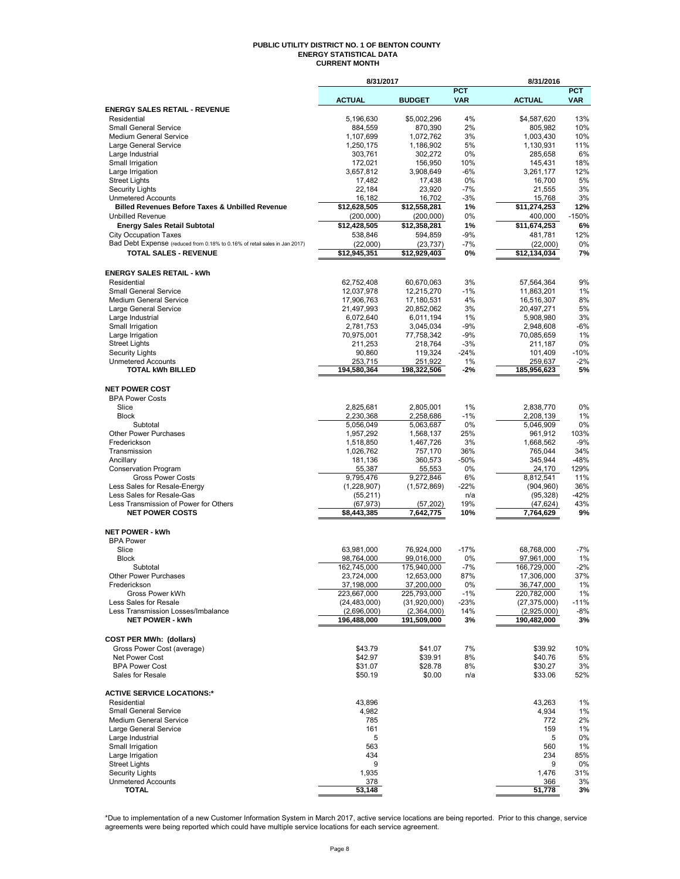# PUBLIC UTILITY DISTRICT NO. 1 OF BENTON COUNTY
## ENERGY STATISTICAL DATA
### CURRENT MONTH

| | 8/31/2017 | | | 8/31/2016 | |
|---|---|---|---|---|---|
| | **ACTUAL** | **BUDGET** | **PCT VAR** | **ACTUAL** | **PCT VAR** |
| **ENERGY SALES RETAIL - REVENUE** | | | | | |
| Residential | 5,196,630 | $5,002,296 | 4% | $4,587,620 | 13% |
| Small General Service | 884,559 | 870,390 | 2% | 805,982 | 10% |
| Medium General Service | 1,107,699 | 1,072,762 | 3% | 1,003,430 | 10% |
| Large General Service | 1,250,175 | 1,186,902 | 5% | 1,130,931 | 11% |
| Large Industrial | 303,761 | 302,272 | 0% | 285,658 | 6% |
| Small Irrigation | 172,021 | 156,950 | 10% | 145,431 | 18% |
| Large Irrigation | 3,657,812 | 3,908,649 | -6% | 3,261,177 | 12% |
| Street Lights | 17,482 | 17,438 | 0% | 16,700 | 5% |
| Security Lights | 22,184 | 23,920 | -7% | 21,555 | 3% |
| Unmetered Accounts | 16,182 | 16,702 | -3% | 15,768 | 3% |
| **Billed Revenues Before Taxes & Unbilled Revenue** | **$12,628,505** | **$12,558,281** | **1%** | **$11,274,253** | **12%** |
| Unbilled Revenue | (200,000) | (200,000) | 0% | 400,000 | -150% |
| **Energy Sales Retail Subtotal** | **$12,428,505** | **$12,358,281** | **1%** | **$11,674,253** | **6%** |
| City Occupation Taxes | 538,846 | 594,859 | -9% | 481,781 | 12% |
| Bad Debt Expense (reduced from 0.18% to 0.16% of retail sales in Jan 2017) | (22,000) | (23,737) | -7% | (22,000) | 0% |
| **TOTAL SALES - REVENUE** | **$12,945,351** | **$12,929,403** | **0%** | **$12,134,034** | **7%** |
| | | | | | |
| **ENERGY SALES RETAIL - kWh** | | | | | |
| Residential | 62,752,408 | 60,670,063 | 3% | 57,564,364 | 9% |
| Small General Service | 12,037,978 | 12,215,270 | -1% | 11,863,201 | 1% |
| Medium General Service | 17,906,763 | 17,180,531 | 4% | 16,516,307 | 8% |
| Large General Service | 21,497,993 | 20,852,062 | 3% | 20,497,271 | 5% |
| Large Industrial | 6,072,640 | 6,011,194 | 1% | 5,908,980 | 3% |
| Small Irrigation | 2,781,753 | 3,045,034 | -9% | 2,948,608 | -6% |
| Large Irrigation | 70,975,001 | 77,758,342 | -9% | 70,085,659 | 1% |
| Street Lights | 211,253 | 218,764 | -3% | 211,187 | 0% |
| Security Lights | 90,860 | 119,324 | -24% | 101,409 | -10% |
| Unmetered Accounts | 253,715 | 251,922 | 1% | 259,637 | -2% |
| **TOTAL kWh BILLED** | **194,580,364** | **198,322,506** | **-2%** | **185,956,623** | **5%** |
| | | | | | |
| **NET POWER COST** | | | | | |
| BPA Power Costs | | | | | |
| Slice | 2,825,681 | 2,805,001 | 1% | 2,838,770 | 0% |
| Block | 2,230,368 | 2,258,686 | -1% | 2,208,139 | 1% |
| Subtotal | 5,056,049 | 5,063,687 | 0% | 5,046,909 | 0% |
| Other Power Purchases | 1,957,292 | 1,568,137 | 25% | 961,912 | 103% |
| Frederickson | 1,518,850 | 1,467,726 | 3% | 1,668,562 | -9% |
| Transmission | 1,026,762 | 757,170 | 36% | 765,044 | 34% |
| Ancillary | 181,136 | 360,573 | -50% | 345,944 | -48% |
| Conservation Program | 55,387 | 55,553 | 0% | 24,170 | 129% |
| Gross Power Costs | 9,795,476 | 9,272,846 | 6% | 8,812,541 | 11% |
| Less Sales for Resale-Energy | (1,228,907) | (1,572,869) | -22% | (904,960) | 36% |
| Less Sales for Resale-Gas | (55,211) | | n/a | (95,328) | -42% |
| Less Transmission of Power for Others | (67,973) | (57,202) | 19% | (47,624) | 43% |
| **NET POWER COSTS** | **$8,443,385** | **7,642,775** | **10%** | **7,764,629** | **9%** |
| | | | | | |
| **NET POWER - kWh** | | | | | |
| BPA Power | | | | | |
| Slice | 63,981,000 | 76,924,000 | -17% | 68,768,000 | -7% |
| Block | 98,764,000 | 99,016,000 | 0% | 97,961,000 | 1% |
| Subtotal | 162,745,000 | 175,940,000 | -7% | 166,729,000 | -2% |
| Other Power Purchases | 23,724,000 | 12,653,000 | 87% | 17,306,000 | 37% |
| Frederickson | 37,198,000 | 37,200,000 | 0% | 36,747,000 | 1% |
| Gross Power kWh | 223,667,000 | 225,793,000 | -1% | 220,782,000 | 1% |
| Less Sales for Resale | (24,483,000) | (31,920,000) | -23% | (27,375,000) | -11% |
| Less Transmission Losses/Imbalance | (2,696,000) | (2,364,000) | 14% | (2,925,000) | -8% |
| **NET POWER - kWh** | **196,488,000** | **191,509,000** | **3%** | **190,482,000** | **3%** |
| | | | | | |
| **COST PER MWh: (dollars)** | | | | | |
| Gross Power Cost (average) | $43.79 | $41.07 | 7% | $39.92 | 10% |
| Net Power Cost | $42.97 | $39.91 | 8% | $40.76 | 5% |
| BPA Power Cost | $31.07 | $28.78 | 8% | $30.27 | 3% |
| Sales for Resale | $50.19 | $0.00 | n/a | $33.06 | 52% |
| | | | | | |
| **ACTIVE SERVICE LOCATIONS:*** | | | | | |
| Residential | 43,896 | | | 43,263 | 1% |
| Small General Service | 4,982 | | | 4,934 | 1% |
| Medium General Service | 785 | | | 772 | 2% |
| Large General Service | 161 | | | 159 | 1% |
| Large Industrial | 5 | | | 5 | 0% |
| Small Irrigation | 563 | | | 560 | 1% |
| Large Irrigation | 434 | | | 234 | 85% |
| Street Lights | 9 | | | 9 | 0% |
| Security Lights | 1,935 | | | 1,476 | 31% |
| Unmetered Accounts | 378 | | | 366 | 3% |
| **TOTAL** | **53,148** | | | **51,778** | **3%** |

*Due to implementation of a new Customer Information System in March 2017, active service locations are being reported. Prior to this change, service agreements were being reported which could have multiple service locations for each service agreement.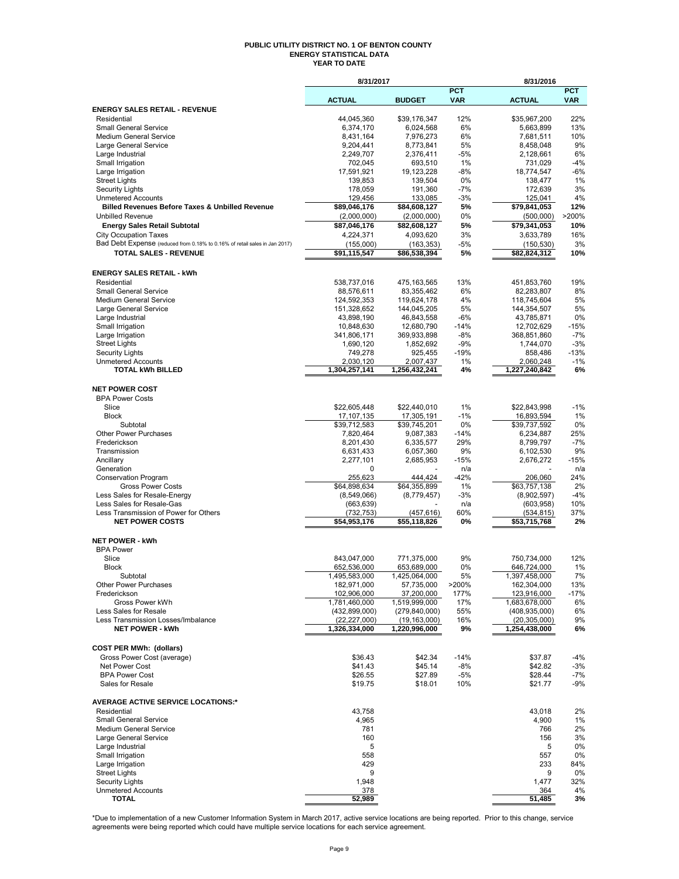# PUBLIC UTILITY DISTRICT NO. 1 OF BENTON COUNTY
## ENERGY STATISTICAL DATA
### YEAR TO DATE

| | 8/31/2017 | | | 8/31/2016 | |
|---|---|---|---|---|---|
| | **ACTUAL** | **BUDGET** | **PCT VAR** | **ACTUAL** | **PCT VAR** |
| **ENERGY SALES RETAIL - REVENUE** | | | | | |
| Residential | 44,045,360 | $39,176,347 | 12% | $35,967,200 | 22% |
| Small General Service | 6,374,170 | 6,024,568 | 6% | 5,663,899 | 13% |
| Medium General Service | 8,431,164 | 7,976,273 | 6% | 7,681,511 | 10% |
| Large General Service | 9,204,441 | 8,773,841 | 5% | 8,458,048 | 9% |
| Large Industrial | 2,249,707 | 2,376,411 | -5% | 2,128,661 | 6% |
| Small Irrigation | 702,045 | 693,510 | 1% | 731,029 | -4% |
| Large Irrigation | 17,591,921 | 19,123,228 | -8% | 18,774,547 | -6% |
| Street Lights | 139,853 | 139,504 | 0% | 138,477 | 1% |
| Security Lights | 178,059 | 191,360 | -7% | 172,639 | 3% |
| Unmetered Accounts | 129,456 | 133,085 | -3% | 125,041 | 4% |
| **Billed Revenues Before Taxes & Unbilled Revenue** | **$89,046,176** | **$84,608,127** | **5%** | **$79,841,053** | **12%** |
| Unbilled Revenue | (2,000,000) | (2,000,000) | 0% | (500,000) | >200% |
| **Energy Sales Retail Subtotal** | **$87,046,176** | **$82,608,127** | **5%** | **$79,341,053** | **10%** |
| City Occupation Taxes | 4,224,371 | 4,093,620 | 3% | 3,633,789 | 16% |
| Bad Debt Expense (reduced from 0.18% to 0.16% of retail sales in Jan 2017) | (155,000) | (163,353) | -5% | (150,530) | 3% |
| **TOTAL SALES - REVENUE** | **$91,115,547** | **$86,538,394** | **5%** | **$82,824,312** | **10%** |
| **ENERGY SALES RETAIL - kWh** | | | | | |
| Residential | 538,737,016 | 475,163,565 | 13% | 451,853,760 | 19% |
| Small General Service | 88,576,611 | 83,355,462 | 6% | 82,283,807 | 8% |
| Medium General Service | 124,592,353 | 119,624,178 | 4% | 118,745,604 | 5% |
| Large General Service | 151,328,652 | 144,045,205 | 5% | 144,354,507 | 5% |
| Large Industrial | 43,898,190 | 46,843,558 | -6% | 43,785,871 | 0% |
| Small Irrigation | 10,848,630 | 12,680,790 | -14% | 12,702,629 | -15% |
| Large Irrigation | 341,806,171 | 369,933,898 | -8% | 368,851,860 | -7% |
| Street Lights | 1,690,120 | 1,852,692 | -9% | 1,744,070 | -3% |
| Security Lights | 749,278 | 925,455 | -19% | 858,486 | -13% |
| Unmetered Accounts | 2,030,120 | 2,007,437 | 1% | 2,060,248 | -1% |
| **TOTAL kWh BILLED** | **1,304,257,141** | **1,256,432,241** | **4%** | **1,227,240,842** | **6%** |
| **NET POWER COST** | | | | | |
| BPA Power Costs | | | | | |
| Slice | $22,605,448 | $22,440,010 | 1% | $22,843,998 | -1% |
| Block | 17,107,135 | 17,305,191 | -1% | 16,893,594 | 1% |
| Subtotal | $39,712,583 | $39,745,201 | 0% | $39,737,592 | 0% |
| Other Power Purchases | 7,820,464 | 9,087,383 | -14% | 6,234,887 | 25% |
| Frederickson | 8,201,430 | 6,335,577 | 29% | 8,799,797 | -7% |
| Transmission | 6,631,433 | 6,057,360 | 9% | 6,102,530 | 9% |
| Ancillary | 2,277,101 | 2,685,953 | -15% | 2,676,272 | -15% |
| Generation | 0 | - | n/a | - | n/a |
| Conservation Program | 255,623 | 444,424 | -42% | 206,060 | 24% |
| Gross Power Costs | $64,898,634 | $64,355,899 | 1% | $63,757,138 | 2% |
| Less Sales for Resale-Energy | (8,549,066) | (8,779,457) | -3% | (8,902,597) | -4% |
| Less Sales for Resale-Gas | (663,639) | - | n/a | (603,958) | 10% |
| Less Transmission of Power for Others | (732,753) | (457,616) | 60% | (534,815) | 37% |
| **NET POWER COSTS** | **$54,953,176** | **$55,118,826** | **0%** | **$53,715,768** | **2%** |
| **NET POWER - kWh** | | | | | |
| BPA Power | | | | | |
| Slice | 843,047,000 | 771,375,000 | 9% | 750,734,000 | 12% |
| Block | 652,536,000 | 653,689,000 | 0% | 646,724,000 | 1% |
| Subtotal | 1,495,583,000 | 1,425,064,000 | 5% | 1,397,458,000 | 7% |
| Other Power Purchases | 182,971,000 | 57,735,000 | >200% | 162,304,000 | 13% |
| Frederickson | 102,906,000 | 37,200,000 | 177% | 123,916,000 | -17% |
| Gross Power kWh | 1,781,460,000 | 1,519,999,000 | 17% | 1,683,678,000 | 6% |
| Less Sales for Resale | (432,899,000) | (279,840,000) | 55% | (408,935,000) | 6% |
| Less Transmission Losses/Imbalance | (22,227,000) | (19,163,000) | 16% | (20,305,000) | 9% |
| **NET POWER - kWh** | **1,326,334,000** | **1,220,996,000** | **9%** | **1,254,438,000** | **6%** |
| **COST PER MWh: (dollars)** | | | | | |
| Gross Power Cost (average) | $36.43 | $42.34 | -14% | $37.87 | -4% |
| Net Power Cost | $41.43 | $45.14 | -8% | $42.82 | -3% |
| BPA Power Cost | $26.55 | $27.89 | -5% | $28.44 | -7% |
| Sales for Resale | $19.75 | $18.01 | 10% | $21.77 | -9% |
| **AVERAGE ACTIVE SERVICE LOCATIONS:*** | | | | | |
| Residential | 43,758 | | | 43,018 | 2% |
| Small General Service | 4,965 | | | 4,900 | 1% |
| Medium General Service | 781 | | | 766 | 2% |
| Large General Service | 160 | | | 156 | 3% |
| Large Industrial | 5 | | | 5 | 0% |
| Small Irrigation | 558 | | | 557 | 0% |
| Large Irrigation | 429 | | | 233 | 84% |
| Street Lights | 9 | | | 9 | 0% |
| Security Lights | 1,948 | | | 1,477 | 32% |
| Unmetered Accounts | 378 | | | 364 | 4% |
| **TOTAL** | **52,989** | | | **51,485** | **3%** |

*Due to implementation of a new Customer Information System in March 2017, active service locations are being reported. Prior to this change, service agreements were being reported which could have multiple service locations for each service agreement.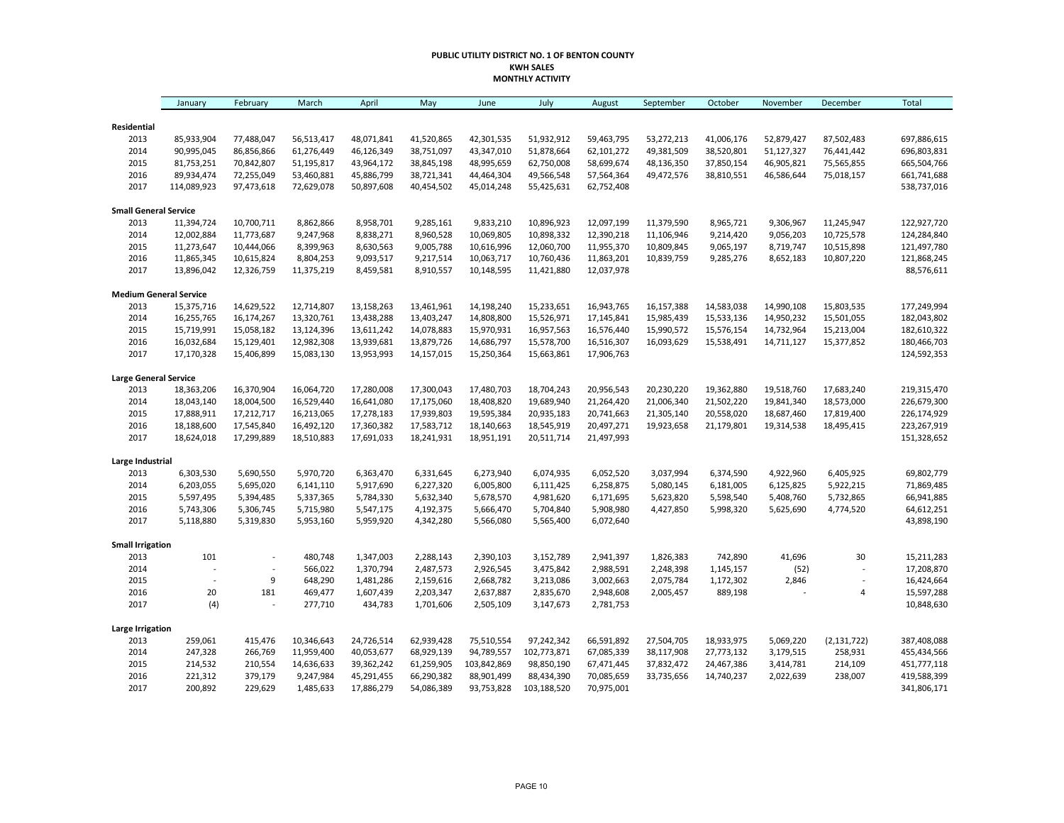**PUBLIC UTILITY DISTRICT NO. 1 OF BENTON COUNTY**
**KWH SALES**
**MONTHLY ACTIVITY**

| | January | February | March | April | May | June | July | August | September | October | November | December | Total |
|---|---|---|---|---|---|---|---|---|---|---|---|---|---|
| **Residential** | | | | | | | | | | | | | |
| 2013 | 85,933,904 | 77,488,047 | 56,513,417 | 48,071,841 | 41,520,865 | 42,301,535 | 51,932,912 | 59,463,795 | 53,272,213 | 41,006,176 | 52,879,427 | 87,502,483 | 697,886,615 |
| 2014 | 90,995,045 | 86,856,866 | 61,276,449 | 46,126,349 | 38,751,097 | 43,347,010 | 51,878,664 | 62,101,272 | 49,381,509 | 38,520,801 | 51,127,327 | 76,441,442 | 696,803,831 |
| 2015 | 81,753,251 | 70,842,807 | 51,195,817 | 43,964,172 | 38,845,198 | 48,995,659 | 62,750,008 | 58,699,674 | 48,136,350 | 37,850,154 | 46,905,821 | 75,565,855 | 665,504,766 |
| 2016 | 89,934,474 | 72,255,049 | 53,460,881 | 45,886,799 | 38,721,341 | 44,464,304 | 49,566,548 | 57,564,364 | 49,472,576 | 38,810,551 | 46,586,644 | 75,018,157 | 661,741,688 |
| 2017 | 114,089,923 | 97,473,618 | 72,629,078 | 50,897,608 | 40,454,502 | 45,014,248 | 55,425,631 | 62,752,408 | | | | | 538,737,016 |
| **Small General Service** | | | | | | | | | | | | | |
| 2013 | 11,394,724 | 10,700,711 | 8,862,866 | 8,958,701 | 9,285,161 | 9,833,210 | 10,896,923 | 12,097,199 | 11,379,590 | 8,965,721 | 9,306,967 | 11,245,947 | 122,927,720 |
| 2014 | 12,002,884 | 11,773,687 | 9,247,968 | 8,838,271 | 8,960,528 | 10,069,805 | 10,898,332 | 12,390,218 | 11,106,946 | 9,214,420 | 9,056,203 | 10,725,578 | 124,284,840 |
| 2015 | 11,273,647 | 10,444,066 | 8,399,963 | 8,630,563 | 9,005,788 | 10,616,996 | 12,060,700 | 11,955,370 | 10,809,845 | 9,065,197 | 8,719,747 | 10,515,898 | 121,497,780 |
| 2016 | 11,865,345 | 10,615,824 | 8,804,253 | 9,093,517 | 9,217,514 | 10,063,717 | 10,760,436 | 11,863,201 | 10,839,759 | 9,285,276 | 8,652,183 | 10,807,220 | 121,868,245 |
| 2017 | 13,896,042 | 12,326,759 | 11,375,219 | 8,459,581 | 8,910,557 | 10,148,595 | 11,421,880 | 12,037,978 | | | | | 88,576,611 |
| **Medium General Service** | | | | | | | | | | | | | |
| 2013 | 15,375,716 | 14,629,522 | 12,714,807 | 13,158,263 | 13,461,961 | 14,198,240 | 15,233,651 | 16,943,765 | 16,157,388 | 14,583,038 | 14,990,108 | 15,803,535 | 177,249,994 |
| 2014 | 16,255,765 | 16,174,267 | 13,320,761 | 13,438,288 | 13,403,247 | 14,808,800 | 15,526,971 | 17,145,841 | 15,985,439 | 15,533,136 | 14,950,232 | 15,501,055 | 182,043,802 |
| 2015 | 15,719,991 | 15,058,182 | 13,124,396 | 13,611,242 | 14,078,883 | 15,970,931 | 16,957,563 | 16,576,440 | 15,990,572 | 15,576,154 | 14,732,964 | 15,213,004 | 182,610,322 |
| 2016 | 16,032,684 | 15,129,401 | 12,982,308 | 13,939,681 | 13,879,726 | 14,686,797 | 15,578,700 | 16,516,307 | 16,093,629 | 15,538,491 | 14,711,127 | 15,377,852 | 180,466,703 |
| 2017 | 17,170,328 | 15,406,899 | 15,083,130 | 13,953,993 | 14,157,015 | 15,250,364 | 15,663,861 | 17,906,763 | | | | | 124,592,353 |
| **Large General Service** | | | | | | | | | | | | | |
| 2013 | 18,363,206 | 16,370,904 | 16,064,720 | 17,280,008 | 17,300,043 | 17,480,703 | 18,704,243 | 20,956,543 | 20,230,220 | 19,362,880 | 19,518,760 | 17,683,240 | 219,315,470 |
| 2014 | 18,043,140 | 18,004,500 | 16,529,440 | 16,641,080 | 17,175,060 | 18,408,820 | 19,689,940 | 21,264,420 | 21,006,340 | 21,502,220 | 19,841,340 | 18,573,000 | 226,679,300 |
| 2015 | 17,888,911 | 17,212,717 | 16,213,065 | 17,278,183 | 17,939,803 | 19,595,384 | 20,935,183 | 20,741,663 | 21,305,140 | 20,558,020 | 18,687,460 | 17,819,400 | 226,174,929 |
| 2016 | 18,188,600 | 17,545,840 | 16,492,120 | 17,360,382 | 17,583,712 | 18,140,663 | 18,545,919 | 20,497,271 | 19,923,658 | 21,179,801 | 19,314,538 | 18,495,415 | 223,267,919 |
| 2017 | 18,624,018 | 17,299,889 | 18,510,883 | 17,691,033 | 18,241,931 | 18,951,191 | 20,511,714 | 21,497,993 | | | | | 151,328,652 |
| **Large Industrial** | | | | | | | | | | | | | |
| 2013 | 6,303,530 | 5,690,550 | 5,970,720 | 6,363,470 | 6,331,645 | 6,273,940 | 6,074,935 | 6,052,520 | 3,037,994 | 6,374,590 | 4,922,960 | 6,405,925 | 69,802,779 |
| 2014 | 6,203,055 | 5,695,020 | 6,141,110 | 5,917,690 | 6,227,320 | 6,005,800 | 6,111,425 | 6,258,875 | 5,080,145 | 6,181,005 | 6,125,825 | 5,922,215 | 71,869,485 |
| 2015 | 5,597,495 | 5,394,485 | 5,337,365 | 5,784,330 | 5,632,340 | 5,678,570 | 4,981,620 | 6,171,695 | 5,623,820 | 5,598,540 | 5,408,760 | 5,732,865 | 66,941,885 |
| 2016 | 5,743,306 | 5,306,745 | 5,715,980 | 5,547,175 | 4,192,375 | 5,666,470 | 5,704,840 | 5,908,980 | 4,427,850 | 5,998,320 | 5,625,690 | 4,774,520 | 64,612,251 |
| 2017 | 5,118,880 | 5,319,830 | 5,953,160 | 5,959,920 | 4,342,280 | 5,566,080 | 5,565,400 | 6,072,640 | | | | | 43,898,190 |
| **Small Irrigation** | | | | | | | | | | | | | |
| 2013 | 101 | - | 480,748 | 1,347,003 | 2,288,143 | 2,390,103 | 3,152,789 | 2,941,397 | 1,826,383 | 742,890 | 41,696 | 30 | 15,211,283 |
| 2014 | - | - | 566,022 | 1,370,794 | 2,487,573 | 2,926,545 | 3,475,842 | 2,988,591 | 2,248,398 | 1,145,157 | (52) | - | 17,208,870 |
| 2015 | - | 9 | 648,290 | 1,481,286 | 2,159,616 | 2,668,782 | 3,213,086 | 3,002,663 | 2,075,784 | 1,172,302 | 2,846 | - | 16,424,664 |
| 2016 | 20 | 181 | 469,477 | 1,607,439 | 2,203,347 | 2,637,887 | 2,835,670 | 2,948,608 | 2,005,457 | 889,198 | - | 4 | 15,597,288 |
| 2017 | (4) | - | 277,710 | 434,783 | 1,701,606 | 2,505,109 | 3,147,673 | 2,781,753 | | | | | 10,848,630 |
| **Large Irrigation** | | | | | | | | | | | | | |
| 2013 | 259,061 | 415,476 | 10,346,643 | 24,726,514 | 62,939,428 | 75,510,554 | 97,242,342 | 66,591,892 | 27,504,705 | 18,933,975 | 5,069,220 | (2,131,722) | 387,408,088 |
| 2014 | 247,328 | 266,769 | 11,959,400 | 40,053,677 | 68,929,139 | 94,789,557 | 102,773,871 | 67,085,339 | 38,117,908 | 27,773,132 | 3,179,515 | 258,931 | 455,434,566 |
| 2015 | 214,532 | 210,554 | 14,636,633 | 39,362,242 | 61,259,905 | 103,842,869 | 98,850,190 | 67,471,445 | 37,832,472 | 24,467,386 | 3,414,781 | 214,109 | 451,777,118 |
| 2016 | 221,312 | 379,179 | 9,247,984 | 45,291,455 | 66,290,382 | 88,901,499 | 88,434,390 | 70,085,659 | 33,735,656 | 14,740,237 | 2,022,639 | 238,007 | 419,588,399 |
| 2017 | 200,892 | 229,629 | 1,485,633 | 17,886,279 | 54,086,389 | 93,753,828 | 103,188,520 | 70,975,001 | | | | | 341,806,171 |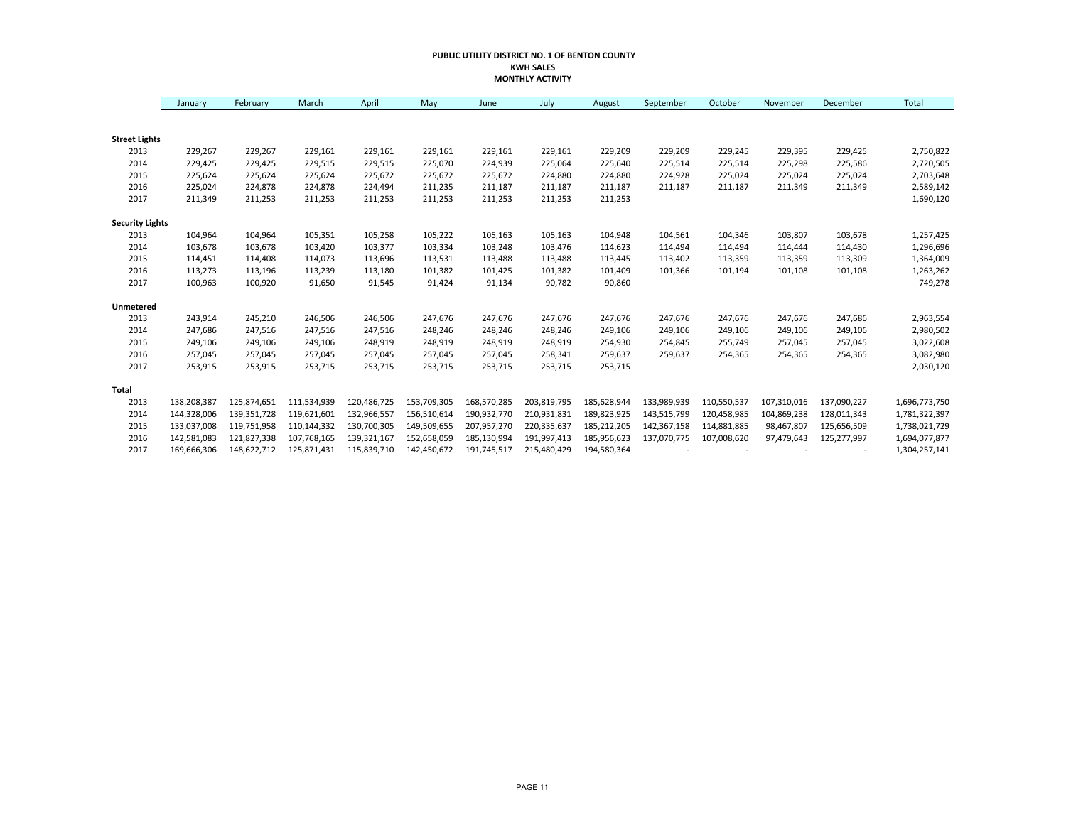**PUBLIC UTILITY DISTRICT NO. 1 OF BENTON COUNTY**
**KWH SALES**
**MONTHLY ACTIVITY**

| | January | February | March | April | May | June | July | August | September | October | November | December | Total |
|---|---|---|---|---|---|---|---|---|---|---|---|---|---|
| **Street Lights** | | | | | | | | | | | | | |
| 2013 | 229,267 | 229,267 | 229,161 | 229,161 | 229,161 | 229,161 | 229,161 | 229,209 | 229,209 | 229,245 | 229,395 | 229,425 | 2,750,822 |
| 2014 | 229,425 | 229,425 | 229,515 | 229,515 | 225,070 | 224,939 | 225,064 | 225,640 | 225,514 | 225,514 | 225,298 | 225,586 | 2,720,505 |
| 2015 | 225,624 | 225,624 | 225,624 | 225,672 | 225,672 | 225,672 | 224,880 | 224,880 | 224,928 | 225,024 | 225,024 | 225,024 | 2,703,648 |
| 2016 | 225,024 | 224,878 | 224,878 | 224,494 | 211,235 | 211,187 | 211,187 | 211,187 | 211,187 | 211,187 | 211,349 | 211,349 | 2,589,142 |
| 2017 | 211,349 | 211,253 | 211,253 | 211,253 | 211,253 | 211,253 | 211,253 | 211,253 | | | | | 1,690,120 |
| **Security Lights** | | | | | | | | | | | | | |
| 2013 | 104,964 | 104,964 | 105,351 | 105,258 | 105,222 | 105,163 | 105,163 | 104,948 | 104,561 | 104,346 | 103,807 | 103,678 | 1,257,425 |
| 2014 | 103,678 | 103,678 | 103,420 | 103,377 | 103,334 | 103,248 | 103,476 | 114,623 | 114,494 | 114,494 | 114,444 | 114,430 | 1,296,696 |
| 2015 | 114,451 | 114,408 | 114,073 | 113,696 | 113,531 | 113,488 | 113,488 | 113,445 | 113,402 | 113,359 | 113,359 | 113,309 | 1,364,009 |
| 2016 | 113,273 | 113,196 | 113,239 | 113,180 | 101,382 | 101,425 | 101,382 | 101,409 | 101,366 | 101,194 | 101,108 | 101,108 | 1,263,262 |
| 2017 | 100,963 | 100,920 | 91,650 | 91,545 | 91,424 | 91,134 | 90,782 | 90,860 | | | | | 749,278 |
| **Unmetered** | | | | | | | | | | | | | |
| 2013 | 243,914 | 245,210 | 246,506 | 246,506 | 247,676 | 247,676 | 247,676 | 247,676 | 247,676 | 247,676 | 247,676 | 247,686 | 2,963,554 |
| 2014 | 247,686 | 247,516 | 247,516 | 247,516 | 248,246 | 248,246 | 248,246 | 249,106 | 249,106 | 249,106 | 249,106 | 249,106 | 2,980,502 |
| 2015 | 249,106 | 249,106 | 249,106 | 248,919 | 248,919 | 248,919 | 248,919 | 254,930 | 254,845 | 255,749 | 257,045 | 257,045 | 3,022,608 |
| 2016 | 257,045 | 257,045 | 257,045 | 257,045 | 257,045 | 257,045 | 258,341 | 259,637 | 259,637 | 254,365 | 254,365 | 254,365 | 3,082,980 |
| 2017 | 253,915 | 253,915 | 253,715 | 253,715 | 253,715 | 253,715 | 253,715 | 253,715 | | | | | 2,030,120 |
| **Total** | | | | | | | | | | | | | |
| 2013 | 138,208,387 | 125,874,651 | 111,534,939 | 120,486,725 | 153,709,305 | 168,570,285 | 203,819,795 | 185,628,944 | 133,989,939 | 110,550,537 | 107,310,016 | 137,090,227 | 1,696,773,750 |
| 2014 | 144,328,006 | 139,351,728 | 119,621,601 | 132,966,557 | 156,510,614 | 190,932,770 | 210,931,831 | 189,823,925 | 143,515,799 | 120,458,985 | 104,869,238 | 128,011,343 | 1,781,322,397 |
| 2015 | 133,037,008 | 119,751,958 | 110,144,332 | 130,700,305 | 149,509,655 | 207,957,270 | 220,335,637 | 185,212,205 | 142,367,158 | 114,881,885 | 98,467,807 | 125,656,509 | 1,738,021,729 |
| 2016 | 142,581,083 | 121,827,338 | 107,768,165 | 139,321,167 | 152,658,059 | 185,130,994 | 191,997,413 | 185,956,623 | 137,070,775 | 107,008,620 | 97,479,643 | 125,277,997 | 1,694,077,877 |
| 2017 | 169,666,306 | 148,622,712 | 125,871,431 | 115,839,710 | 142,450,672 | 191,745,517 | 215,480,429 | 194,580,364 | - | - | - | - | 1,304,257,141 |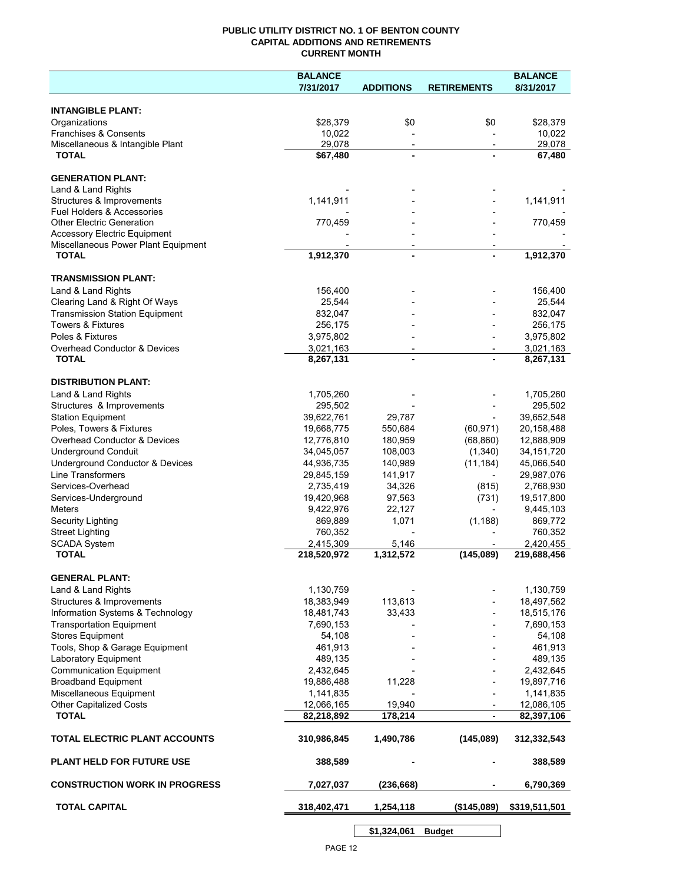# PUBLIC UTILITY DISTRICT NO. 1 OF BENTON COUNTY
## CAPITAL ADDITIONS AND RETIREMENTS
### CURRENT MONTH

| | BALANCE 7/31/2017 | ADDITIONS | RETIREMENTS | BALANCE 8/31/2017 |
|---|---|---|---|---|
| **INTANGIBLE PLANT:** | | | | |
| Organizations | $28,379 | $0 | $0 | $28,379 |
| Franchises & Consents | 10,022 | - | - | 10,022 |
| Miscellaneous & Intangible Plant | 29,078 | - | - | 29,078 |
| **TOTAL** | **$67,480** | **-** | **-** | **67,480** |
| **GENERATION PLANT:** | | | | |
| Land & Land Rights | - | - | - | - |
| Structures & Improvements | 1,141,911 | - | - | 1,141,911 |
| Fuel Holders & Accessories | - | - | - | - |
| Other Electric Generation | 770,459 | - | - | 770,459 |
| Accessory Electric Equipment | - | - | - | - |
| Miscellaneous Power Plant Equipment | - | - | - | - |
| **TOTAL** | **1,912,370** | **-** | **-** | **1,912,370** |
| **TRANSMISSION PLANT:** | | | | |
| Land & Land Rights | 156,400 | - | - | 156,400 |
| Clearing Land & Right Of Ways | 25,544 | - | - | 25,544 |
| Transmission Station Equipment | 832,047 | - | - | 832,047 |
| Towers & Fixtures | 256,175 | - | - | 256,175 |
| Poles & Fixtures | 3,975,802 | - | - | 3,975,802 |
| Overhead Conductor & Devices | 3,021,163 | - | - | 3,021,163 |
| **TOTAL** | **8,267,131** | **-** | **-** | **8,267,131** |
| **DISTRIBUTION PLANT:** | | | | |
| Land & Land Rights | 1,705,260 | - | - | 1,705,260 |
| Structures & Improvements | 295,502 | - | - | 295,502 |
| Station Equipment | 39,622,761 | 29,787 | - | 39,652,548 |
| Poles, Towers & Fixtures | 19,668,775 | 550,684 | (60,971) | 20,158,488 |
| Overhead Conductor & Devices | 12,776,810 | 180,959 | (68,860) | 12,888,909 |
| Underground Conduit | 34,045,057 | 108,003 | (1,340) | 34,151,720 |
| Underground Conductor & Devices | 44,936,735 | 140,989 | (11,184) | 45,066,540 |
| Line Transformers | 29,845,159 | 141,917 | - | 29,987,076 |
| Services-Overhead | 2,735,419 | 34,326 | (815) | 2,768,930 |
| Services-Underground | 19,420,968 | 97,563 | (731) | 19,517,800 |
| Meters | 9,422,976 | 22,127 | - | 9,445,103 |
| Security Lighting | 869,889 | 1,071 | (1,188) | 869,772 |
| Street Lighting | 760,352 | - | - | 760,352 |
| SCADA System | 2,415,309 | 5,146 | - | 2,420,455 |
| **TOTAL** | **218,520,972** | **1,312,572** | **(145,089)** | **219,688,456** |
| **GENERAL PLANT:** | | | | |
| Land & Land Rights | 1,130,759 | - | - | 1,130,759 |
| Structures & Improvements | 18,383,949 | 113,613 | - | 18,497,562 |
| Information Systems & Technology | 18,481,743 | 33,433 | - | 18,515,176 |
| Transportation Equipment | 7,690,153 | - | - | 7,690,153 |
| Stores Equipment | 54,108 | - | - | 54,108 |
| Tools, Shop & Garage Equipment | 461,913 | - | - | 461,913 |
| Laboratory Equipment | 489,135 | - | - | 489,135 |
| Communication Equipment | 2,432,645 | - | - | 2,432,645 |
| Broadband Equipment | 19,886,488 | 11,228 | - | 19,897,716 |
| Miscellaneous Equipment | 1,141,835 | - | - | 1,141,835 |
| Other Capitalized Costs | 12,066,165 | 19,940 | - | 12,086,105 |
| **TOTAL** | **82,218,892** | **178,214** | **-** | **82,397,106** |
| **TOTAL ELECTRIC PLANT ACCOUNTS** | **310,986,845** | **1,490,786** | **(145,089)** | **312,332,543** |
| **PLANT HELD FOR FUTURE USE** | **388,589** | **-** | **-** | **388,589** |
| **CONSTRUCTION WORK IN PROGRESS** | **7,027,037** | **(236,668)** | **-** | **6,790,369** |
| **TOTAL CAPITAL** | **318,402,471** | **1,254,118** | **($145,089)** | **$319,511,501** |

| | | | | |
|---|---|---|---|---|
| | | **$1,324,061** | **Budget** | |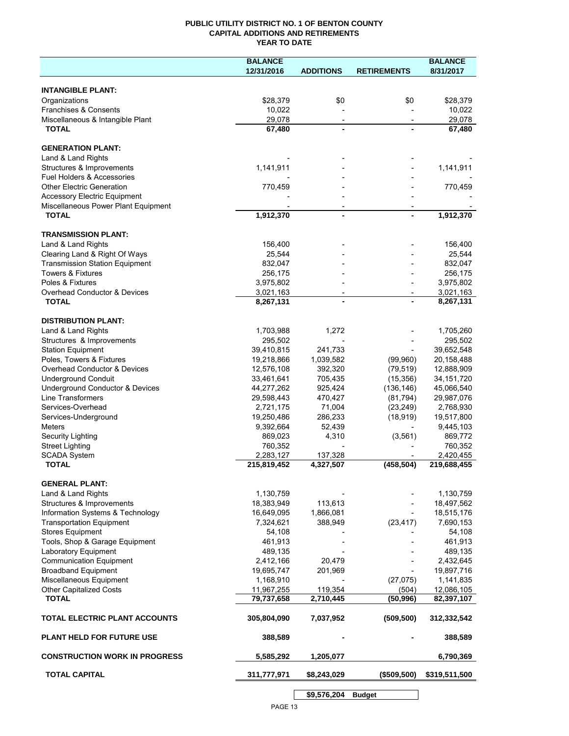# PUBLIC UTILITY DISTRICT NO. 1 OF BENTON COUNTY
## CAPITAL ADDITIONS AND RETIREMENTS
### YEAR TO DATE

| | BALANCE 12/31/2016 | ADDITIONS | RETIREMENTS | BALANCE 8/31/2017 |
|---|---|---|---|---|
| **INTANGIBLE PLANT:** | | | | |
| Organizations | $28,379 | $0 | $0 | $28,379 |
| Franchises & Consents | 10,022 | - | - | 10,022 |
| Miscellaneous & Intangible Plant | 29,078 | - | - | 29,078 |
| **TOTAL** | **67,480** | **-** | **-** | **67,480** |
| **GENERATION PLANT:** | | | | |
| Land & Land Rights | - | - | - | - |
| Structures & Improvements | 1,141,911 | - | - | 1,141,911 |
| Fuel Holders & Accessories | - | - | - | - |
| Other Electric Generation | 770,459 | - | - | 770,459 |
| Accessory Electric Equipment | - | - | - | - |
| Miscellaneous Power Plant Equipment | - | - | - | - |
| **TOTAL** | **1,912,370** | **-** | **-** | **1,912,370** |
| **TRANSMISSION PLANT:** | | | | |
| Land & Land Rights | 156,400 | - | - | 156,400 |
| Clearing Land & Right Of Ways | 25,544 | - | - | 25,544 |
| Transmission Station Equipment | 832,047 | - | - | 832,047 |
| Towers & Fixtures | 256,175 | - | - | 256,175 |
| Poles & Fixtures | 3,975,802 | - | - | 3,975,802 |
| Overhead Conductor & Devices | 3,021,163 | - | - | 3,021,163 |
| **TOTAL** | **8,267,131** | **-** | **-** | **8,267,131** |
| **DISTRIBUTION PLANT:** | | | | |
| Land & Land Rights | 1,703,988 | 1,272 | - | 1,705,260 |
| Structures & Improvements | 295,502 | - | - | 295,502 |
| Station Equipment | 39,410,815 | 241,733 | - | 39,652,548 |
| Poles, Towers & Fixtures | 19,218,866 | 1,039,582 | (99,960) | 20,158,488 |
| Overhead Conductor & Devices | 12,576,108 | 392,320 | (79,519) | 12,888,909 |
| Underground Conduit | 33,461,641 | 705,435 | (15,356) | 34,151,720 |
| Underground Conductor & Devices | 44,277,262 | 925,424 | (136,146) | 45,066,540 |
| Line Transformers | 29,598,443 | 470,427 | (81,794) | 29,987,076 |
| Services-Overhead | 2,721,175 | 71,004 | (23,249) | 2,768,930 |
| Services-Underground | 19,250,486 | 286,233 | (18,919) | 19,517,800 |
| Meters | 9,392,664 | 52,439 | - | 9,445,103 |
| Security Lighting | 869,023 | 4,310 | (3,561) | 869,772 |
| Street Lighting | 760,352 | - | - | 760,352 |
| SCADA System | 2,283,127 | 137,328 | - | 2,420,455 |
| **TOTAL** | **215,819,452** | **4,327,507** | **(458,504)** | **219,688,455** |
| **GENERAL PLANT:** | | | | |
| Land & Land Rights | 1,130,759 | - | - | 1,130,759 |
| Structures & Improvements | 18,383,949 | 113,613 | - | 18,497,562 |
| Information Systems & Technology | 16,649,095 | 1,866,081 | - | 18,515,176 |
| Transportation Equipment | 7,324,621 | 388,949 | (23,417) | 7,690,153 |
| Stores Equipment | 54,108 | - | - | 54,108 |
| Tools, Shop & Garage Equipment | 461,913 | - | - | 461,913 |
| Laboratory Equipment | 489,135 | - | - | 489,135 |
| Communication Equipment | 2,412,166 | 20,479 | - | 2,432,645 |
| Broadband Equipment | 19,695,747 | 201,969 | - | 19,897,716 |
| Miscellaneous Equipment | 1,168,910 | - | (27,075) | 1,141,835 |
| Other Capitalized Costs | 11,967,255 | 119,354 | (504) | 12,086,105 |
| **TOTAL** | **79,737,658** | **2,710,445** | **(50,996)** | **82,397,107** |
| **TOTAL ELECTRIC PLANT ACCOUNTS** | **305,804,090** | **7,037,952** | **(509,500)** | **312,332,542** |
| **PLANT HELD FOR FUTURE USE** | **388,589** | **-** | **-** | **388,589** |
| **CONSTRUCTION WORK IN PROGRESS** | **5,585,292** | **1,205,077** | | **6,790,369** |
| **TOTAL CAPITAL** | **311,777,971** | **$8,243,029** | **($509,500)** | **$319,511,500** |

| | |
|---|---|
| **$9,576,204** | **Budget** |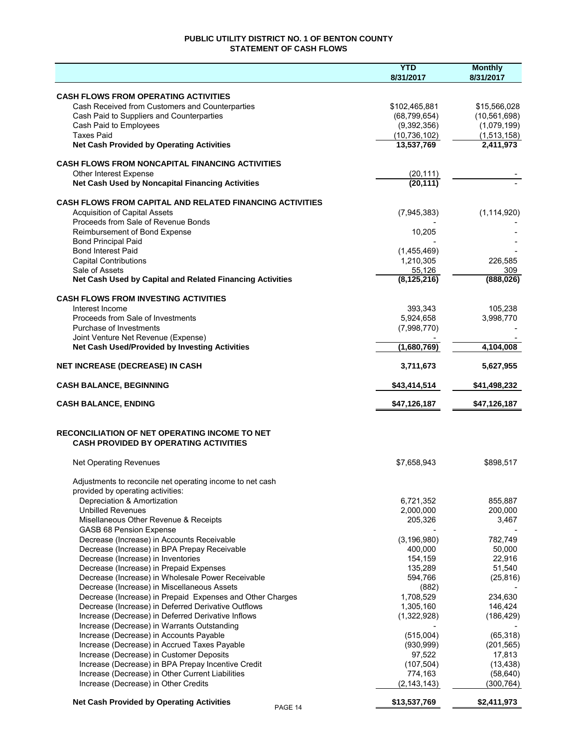# PUBLIC UTILITY DISTRICT NO. 1 OF BENTON COUNTY
## STATEMENT OF CASH FLOWS

| | YTD 8/31/2017 | Monthly 8/31/2017 |
|---|---|---|
| **CASH FLOWS FROM OPERATING ACTIVITIES** | | |
| Cash Received from Customers and Counterparties | $102,465,881 | $15,566,028 |
| Cash Paid to Suppliers and Counterparties | (68,799,654) | (10,561,698) |
| Cash Paid to Employees | (9,392,356) | (1,079,199) |
| Taxes Paid | (10,736,102) | (1,513,158) |
| **Net Cash Provided by Operating Activities** | **13,537,769** | **2,411,973** |
| **CASH FLOWS FROM NONCAPITAL FINANCING ACTIVITIES** | | |
| Other Interest Expense | (20,111) | - |
| **Net Cash Used by Noncapital Financing Activities** | **(20,111)** | - |
| **CASH FLOWS FROM CAPITAL AND RELATED FINANCING ACTIVITIES** | | |
| Acquisition of Capital Assets | (7,945,383) | (1,114,920) |
| Proceeds from Sale of Revenue Bonds | - | - |
| Reimbursement of Bond Expense | 10,205 | - |
| Bond Principal Paid | - | - |
| Bond Interest Paid | (1,455,469) | - |
| Capital Contributions | 1,210,305 | 226,585 |
| Sale of Assets | 55,126 | 309 |
| **Net Cash Used by Capital and Related Financing Activities** | **(8,125,216)** | **(888,026)** |
| **CASH FLOWS FROM INVESTING ACTIVITIES** | | |
| Interest Income | 393,343 | 105,238 |
| Proceeds from Sale of Investments | 5,924,658 | 3,998,770 |
| Purchase of Investments | (7,998,770) | - |
| Joint Venture Net Revenue (Expense) | - | - |
| **Net Cash Used/Provided by Investing Activities** | **(1,680,769)** | **4,104,008** |
| **NET INCREASE (DECREASE) IN CASH** | **3,711,673** | **5,627,955** |
| **CASH BALANCE, BEGINNING** | **$43,414,514** | **$41,498,232** |
| **CASH BALANCE, ENDING** | **$47,126,187** | **$47,126,187** |

## RECONCILIATION OF NET OPERATING INCOME TO NET CASH PROVIDED BY OPERATING ACTIVITIES

| | YTD 8/31/2017 | Monthly 8/31/2017 |
|---|---|---|
| Net Operating Revenues | $7,658,943 | $898,517 |
| Adjustments to reconcile net operating income to net cash provided by operating activities: | | |
| Depreciation & Amortization | 6,721,352 | 855,887 |
| Unbilled Revenues | 2,000,000 | 200,000 |
| Misellaneous Other Revenue & Receipts | 205,326 | 3,467 |
| GASB 68 Pension Expense | - | - |
| Decrease (Increase) in Accounts Receivable | (3,196,980) | 782,749 |
| Decrease (Increase) in BPA Prepay Receivable | 400,000 | 50,000 |
| Decrease (Increase) in Inventories | 154,159 | 22,916 |
| Decrease (Increase) in Prepaid Expenses | 135,289 | 51,540 |
| Decrease (Increase) in Wholesale Power Receivable | 594,766 | (25,816) |
| Decrease (Increase) in Miscellaneous Assets | (882) | - |
| Decrease (Increase) in Prepaid Expenses and Other Charges | 1,708,529 | 234,630 |
| Decrease (Increase) in Deferred Derivative Outflows | 1,305,160 | 146,424 |
| Increase (Decrease) in Deferred Derivative Inflows | (1,322,928) | (186,429) |
| Increase (Decrease) in Warrants Outstanding | - | - |
| Increase (Decrease) in Accounts Payable | (515,004) | (65,318) |
| Increase (Decrease) in Accrued Taxes Payable | (930,999) | (201,565) |
| Increase (Decrease) in Customer Deposits | 97,522 | 17,813 |
| Increase (Decrease) in BPA Prepay Incentive Credit | (107,504) | (13,438) |
| Increase (Decrease) in Other Current Liabilities | 774,163 | (58,640) |
| Increase (Decrease) in Other Credits | (2,143,143) | (300,764) |
| **Net Cash Provided by Operating Activities** | **$13,537,769** | **$2,411,973** |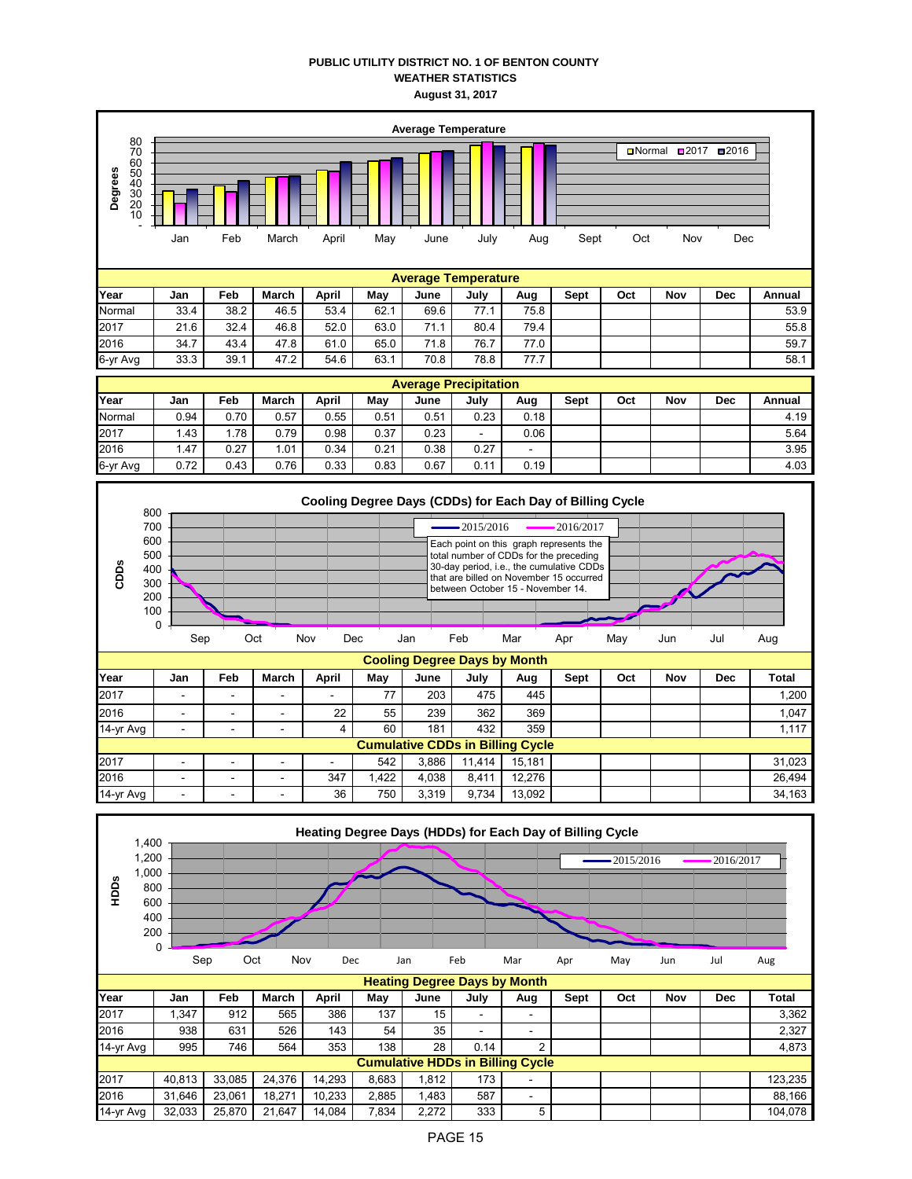# PUBLIC UTILITY DISTRICT NO. 1 OF BENTON COUNTY

## WEATHER STATISTICS

### August 31, 2017

**Average Temperature**

| Year | Jan | Feb | March | April | May | June | July | Aug | Sept | Oct | Nov | Dec | Annual |
|---|---|---|---|---|---|---|---|---|---|---|---|---|---|
| Normal | 33.4 | 38.2 | 46.5 | 53.4 | 62.1 | 69.6 | 77.1 | 75.8 | | | | | 53.9 |
| 2017 | 21.6 | 32.4 | 46.8 | 52.0 | 63.0 | 71.1 | 80.4 | 79.4 | | | | | 55.8 |
| 2016 | 34.7 | 43.4 | 47.8 | 61.0 | 65.0 | 71.8 | 76.7 | 77.0 | | | | | 59.7 |
| 6-yr Avg | 33.3 | 39.1 | 47.2 | 54.6 | 63.1 | 70.8 | 78.8 | 77.7 | | | | | 58.1 |

**Average Precipitation**

| Year | Jan | Feb | March | April | May | June | July | Aug | Sept | Oct | Nov | Dec | Annual |
|---|---|---|---|---|---|---|---|---|---|---|---|---|---|
| Normal | 0.94 | 0.70 | 0.57 | 0.55 | 0.51 | 0.51 | 0.23 | 0.18 | | | | | 4.19 |
| 2017 | 1.43 | 1.78 | 0.79 | 0.98 | 0.37 | 0.23 | - | 0.06 | | | | | 5.64 |
| 2016 | 1.47 | 0.27 | 1.01 | 0.34 | 0.21 | 0.38 | 0.27 | - | | | | | 3.95 |
| 6-yr Avg | 0.72 | 0.43 | 0.76 | 0.33 | 0.83 | 0.67 | 0.11 | 0.19 | | | | | 4.03 |

**Cooling Degree Days (CDDs) for Each Day of Billing Cycle**

Each point on this graph represents the total number of CDDs for the preceding 30-day period, i.e., the cumulative CDDs that are billed on November 15 occurred between October 15 - November 14.

**Cooling Degree Days by Month**

| Year | Jan | Feb | March | April | May | June | July | Aug | Sept | Oct | Nov | Dec | Total |
|---|---|---|---|---|---|---|---|---|---|---|---|---|---|
| 2017 | - | - | - | - | 77 | 203 | 475 | 445 | | | | | 1,200 |
| 2016 | - | - | - | 22 | 55 | 239 | 362 | 369 | | | | | 1,047 |
| 14-yr Avg | - | - | - | 4 | 60 | 181 | 432 | 359 | | | | | 1,117 |
| **Cumulative CDDs in Billing Cycle** | | | | | | | | | | | | | |
| 2017 | - | - | - | - | 542 | 3,886 | 11,414 | 15,181 | | | | | 31,023 |
| 2016 | - | - | - | 347 | 1,422 | 4,038 | 8,411 | 12,276 | | | | | 26,494 |
| 14-yr Avg | - | - | - | 36 | 750 | 3,319 | 9,734 | 13,092 | | | | | 34,163 |

**Heating Degree Days (HDDs) for Each Day of Billing Cycle**

**Heating Degree Days by Month**

| Year | Jan | Feb | March | April | May | June | July | Aug | Sept | Oct | Nov | Dec | Total |
|---|---|---|---|---|---|---|---|---|---|---|---|---|---|
| 2017 | 1,347 | 912 | 565 | 386 | 137 | 15 | - | - | | | | | 3,362 |
| 2016 | 938 | 631 | 526 | 143 | 54 | 35 | - | - | | | | | 2,327 |
| 14-yr Avg | 995 | 746 | 564 | 353 | 138 | 28 | 0.14 | 2 | | | | | 4,873 |
| **Cumulative HDDs in Billing Cycle** | | | | | | | | | | | | | |
| 2017 | 40,813 | 33,085 | 24,376 | 14,293 | 8,683 | 1,812 | 173 | - | | | | | 123,235 |
| 2016 | 31,646 | 23,061 | 18,271 | 10,233 | 2,885 | 1,483 | 587 | - | | | | | 88,166 |
| 14-yr Avg | 32,033 | 25,870 | 21,647 | 14,084 | 7,834 | 2,272 | 333 | 5 | | | | | 104,078 |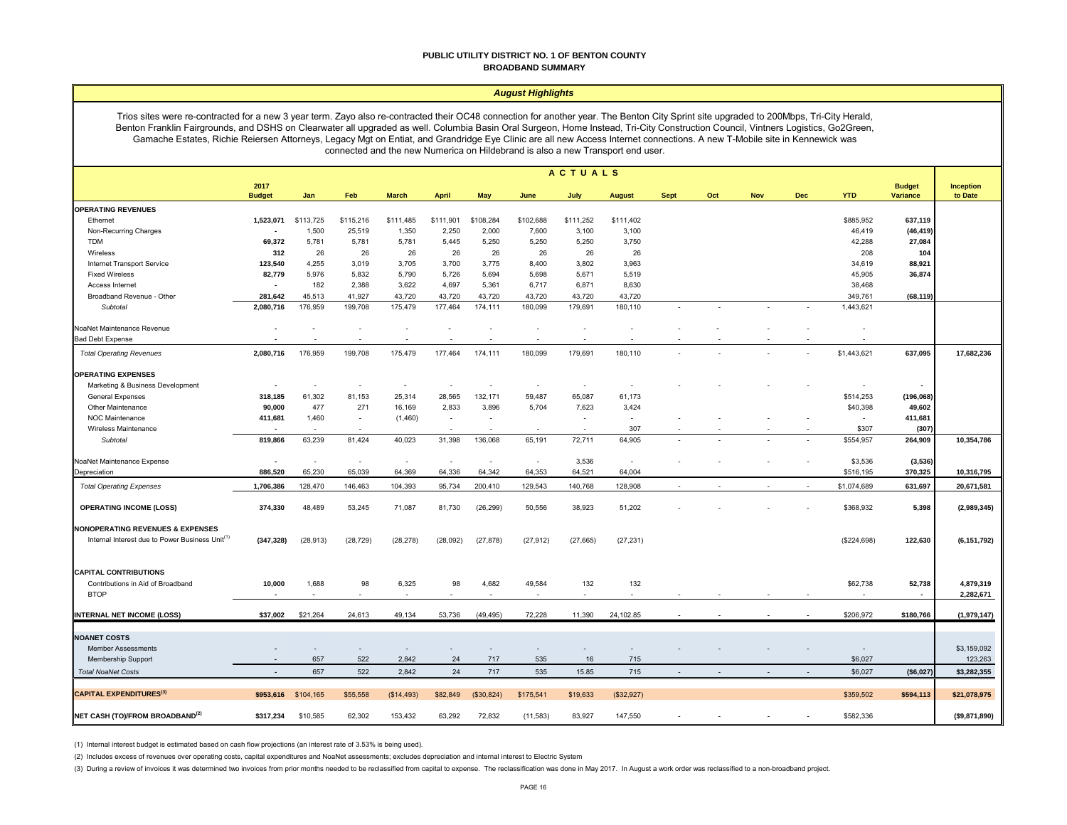# PUBLIC UTILITY DISTRICT NO. 1 OF BENTON COUNTY
## BROADBAND SUMMARY

### *August Highlights*

Trios sites were re-contracted for a new 3 year term. Zayo also re-contracted their OC48 connection for another year. The Benton City Sprint site upgraded to 200Mbps, Tri-City Herald, Benton Franklin Fairgrounds, and DSHS on Clearwater all upgraded as well. Columbia Basin Oral Surgeon, Home Instead, Tri-City Construction Council, Vintners Logistics, Go2Green, Gamache Estates, Richie Reiersen Attorneys, Legacy Mgt on Entiat, and Grandridge Eye Clinic are all new Access Internet connections. A new T-Mobile site in Kennewick was connected and the new Numerica on Hildebrand is also a new Transport end user.

| | 2017 Budget | Jan | Feb | March | April | May | June | July | August | Sept | Oct | Nov | Dec | YTD | Budget Variance | Inception to Date |
|---|---|---|---|---|---|---|---|---|---|---|---|---|---|---|---|---|
| | | ACTUALS | | | | | | | | | | | | | | |
| **OPERATING REVENUES** | | | | | | | | | | | | | | | | |
| Ethernet | 1,523,071 | $113,725 | $115,216 | $111,485 | $111,901 | $108,284 | $102,688 | $111,252 | $111,402 | | | | | $885,952 | 637,119 | |
| Non-Recurring Charges | - | 1,500 | 25,519 | 1,350 | 2,250 | 2,000 | 7,600 | 3,100 | 3,100 | | | | | 46,419 | (46,419) | |
| TDM | 69,372 | 5,781 | 5,781 | 5,781 | 5,445 | 5,250 | 5,250 | 5,250 | 3,750 | | | | | 42,288 | 27,084 | |
| Wireless | 312 | 26 | 26 | 26 | 26 | 26 | 26 | 26 | 26 | | | | | 208 | 104 | |
| Internet Transport Service | 123,540 | 4,255 | 3,019 | 3,705 | 3,700 | 3,775 | 8,400 | 3,802 | 3,963 | | | | | 34,619 | 88,921 | |
| Fixed Wireless | 82,779 | 5,976 | 5,832 | 5,790 | 5,726 | 5,694 | 5,698 | 5,671 | 5,519 | | | | | 45,905 | 36,874 | |
| Access Internet | - | 182 | 2,388 | 3,622 | 4,697 | 5,361 | 6,717 | 6,871 | 8,630 | | | | | 38,468 | | |
| Broadband Revenue - Other | 281,642 | 45,513 | 41,927 | 43,720 | 43,720 | 43,720 | 43,720 | 43,720 | 43,720 | | | | | 349,761 | (68,119) | |
| *Subtotal* | 2,080,716 | 176,959 | 199,708 | 175,479 | 177,464 | 174,111 | 180,099 | 179,691 | 180,110 | - | - | - | - | 1,443,621 | | |
| NoaNet Maintenance Revenue | - | - | - | - | - | - | - | - | - | - | - | - | - | - | | |
| Bad Debt Expense | - | - | - | - | - | - | - | - | - | - | - | - | - | - | | |
| *Total Operating Revenues* | 2,080,716 | 176,959 | 199,708 | 175,479 | 177,464 | 174,111 | 180,099 | 179,691 | 180,110 | - | - | - | - | $1,443,621 | 637,095 | 17,682,236 |
| **OPERATING EXPENSES** | | | | | | | | | | | | | | | | |
| Marketing & Business Development | - | - | - | - | - | - | - | - | - | - | - | - | - | - | - | |
| General Expenses | 318,185 | 61,302 | 81,153 | 25,314 | 28,565 | 132,171 | 59,487 | 65,087 | 61,173 | | | | | $514,253 | (196,068) | |
| Other Maintenance | 90,000 | 477 | 271 | 16,169 | 2,833 | 3,896 | 5,704 | 7,623 | 3,424 | | | | | $40,398 | 49,602 | |
| NOC Maintenance | 411,681 | 1,460 | - | (1,460) | - | - | | - | - | - | - | - | - | - | 411,681 | |
| Wireless Maintenance | - | - | - | | - | - | - | - | 307 | - | - | - | - | $307 | (307) | |
| *Subtotal* | 819,866 | 63,239 | 81,424 | 40,023 | 31,398 | 136,068 | 65,191 | 72,711 | 64,905 | - | - | - | - | $554,957 | 264,909 | 10,354,786 |
| NoaNet Maintenance Expense | - | - | - | - | - | - | - | 3,536 | - | - | - | - | - | $3,536 | (3,536) | |
| Depreciation | 886,520 | 65,230 | 65,039 | 64,369 | 64,336 | 64,342 | 64,353 | 64,521 | 64,004 | | | | | $516,195 | 370,325 | 10,316,795 |
| *Total Operating Expenses* | 1,706,386 | 128,470 | 146,463 | 104,393 | 95,734 | 200,410 | 129,543 | 140,768 | 128,908 | - | - | - | - | $1,074,689 | 631,697 | 20,671,581 |
| **OPERATING INCOME (LOSS)** | 374,330 | 48,489 | 53,245 | 71,087 | 81,730 | (26,299) | 50,556 | 38,923 | 51,202 | - | - | - | - | $368,932 | 5,398 | (2,989,345) |
| **NONOPERATING REVENUES & EXPENSES** | | | | | | | | | | | | | | | | |
| Internal Interest due to Power Business Unit[1] | (347,328) | (28,913) | (28,729) | (28,278) | (28,092) | (27,878) | (27,912) | (27,665) | (27,231) | | | | | ($224,698) | 122,630 | (6,151,792) |
| **CAPITAL CONTRIBUTIONS** | | | | | | | | | | | | | | | | |
| Contributions in Aid of Broadband | 10,000 | 1,688 | 98 | 6,325 | 98 | 4,682 | 49,584 | 132 | 132 | | | | | $62,738 | 52,738 | 4,879,319 |
| BTOP | - | - | - | - | - | - | - | - | - | - | - | - | - | - | - | 2,282,671 |
| **INTERNAL NET INCOME (LOSS)** | $37,002 | $21,264 | 24,613 | 49,134 | 53,736 | (49,495) | 72,228 | 11,390 | 24,102.85 | - | - | - | - | $206,972 | $180,766 | (1,979,147) |
| **NOANET COSTS** | | | | | | | | | | | | | | | | |
| Member Assessments | - | - | - | - | - | - | - | - | - | - | - | - | - | - | | $3,159,092 |
| Membership Support | - | 657 | 522 | 2,842 | 24 | 717 | 535 | 16 | 715 | | | | | $6,027 | | 123,263 |
| *Total NoaNet Costs* | - | 657 | 522 | 2,842 | 24 | 717 | 535 | 15.85 | 715 | - | - | - | - | $6,027 | ($6,027) | $3,282,355 |
| **CAPITAL EXPENDITURES[3]** | $953,616 | $104,165 | $55,558 | ($14,493) | $82,849 | ($30,824) | $175,541 | $19,633 | ($32,927) | | | | | $359,502 | $594,113 | $21,078,975 |
| **NET CASH (TO)/FROM BROADBAND[2]** | $317,234 | $10,585 | 62,302 | 153,432 | 63,292 | 72,832 | (11,583) | 83,927 | 147,550 | - | - | - | - | $582,336 | | ($9,871,890) |

(1) Internal interest budget is estimated based on cash flow projections (an interest rate of 3.53% is being used).

(2) Includes excess of revenues over operating costs, capital expenditures and NoaNet assessments; excludes depreciation and internal interest to Electric System

(3) During a review of invoices it was determined two invoices from prior months needed to be reclassified from capital to expense. The reclassification was done in May 2017. In August a work order was reclassified to a non-broadband project.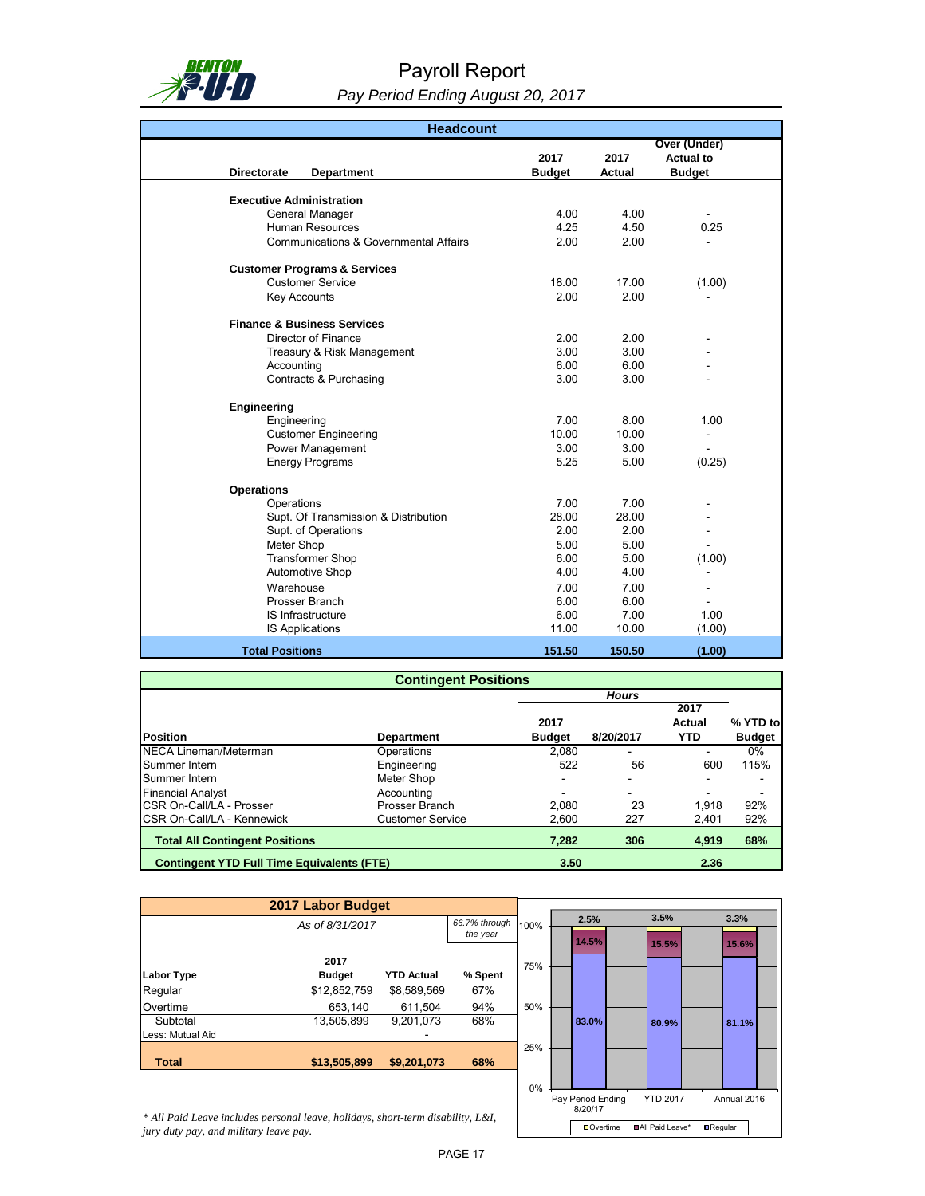# Payroll Report

*Pay Period Ending August 20, 2017*

## Headcount

| Directorate / Department | 2017 Budget | 2017 Actual | Over (Under) Actual to Budget |
|---|---|---|---|
| **Executive Administration** | | | |
| General Manager | 4.00 | 4.00 | - |
| Human Resources | 4.25 | 4.50 | 0.25 |
| Communications & Governmental Affairs | 2.00 | 2.00 | - |
| **Customer Programs & Services** | | | |
| Customer Service | 18.00 | 17.00 | (1.00) |
| Key Accounts | 2.00 | 2.00 | - |
| **Finance & Business Services** | | | |
| Director of Finance | 2.00 | 2.00 | - |
| Treasury & Risk Management | 3.00 | 3.00 | - |
| Accounting | 6.00 | 6.00 | - |
| Contracts & Purchasing | 3.00 | 3.00 | - |
| **Engineering** | | | |
| Engineering | 7.00 | 8.00 | 1.00 |
| Customer Engineering | 10.00 | 10.00 | - |
| Power Management | 3.00 | 3.00 | - |
| Energy Programs | 5.25 | 5.00 | (0.25) |
| **Operations** | | | |
| Operations | 7.00 | 7.00 | - |
| Supt. Of Transmission & Distribution | 28.00 | 28.00 | - |
| Supt. of Operations | 2.00 | 2.00 | - |
| Meter Shop | 5.00 | 5.00 | - |
| Transformer Shop | 6.00 | 5.00 | (1.00) |
| Automotive Shop | 4.00 | 4.00 | - |
| Warehouse | 7.00 | 7.00 | - |
| Prosser Branch | 6.00 | 6.00 | - |
| IS Infrastructure | 6.00 | 7.00 | 1.00 |
| IS Applications | 11.00 | 10.00 | (1.00) |
| **Total Positions** | **151.50** | **150.50** | **(1.00)** |

## Contingent Positions

| Position | Department | Hours: 2017 Budget | Hours: 8/20/2017 | Hours: 2017 Actual YTD | % YTD to Budget |
|---|---|---|---|---|---|
| NECA Lineman/Meterman | Operations | 2,080 | - | - | 0% |
| Summer Intern | Engineering | 522 | 56 | 600 | 115% |
| Summer Intern | Meter Shop | - | - | - | - |
| Financial Analyst | Accounting | - | - | - | - |
| CSR On-Call/LA - Prosser | Prosser Branch | 2,080 | 23 | 1,918 | 92% |
| CSR On-Call/LA - Kennewick | Customer Service | 2,600 | 227 | 2,401 | 92% |
| **Total All Contingent Positions** | | **7,282** | **306** | **4,919** | **68%** |
| **Contingent YTD Full Time Equivalents (FTE)** | | **3.50** | | **2.36** | |

## 2017 Labor Budget

*As of 8/31/2017* — *66.7% through the year*

| Labor Type | 2017 Budget | YTD Actual | % Spent |
|---|---|---|---|
| Regular | $12,852,759 | $8,589,569 | 67% |
| Overtime | 653,140 | 611,504 | 94% |
| Subtotal | 13,505,899 | 9,201,073 | 68% |
| Less: Mutual Aid | | - | |
| **Total** | **$13,505,899** | **$9,201,073** | **68%** |

100%
75%
50%
25%
0%

Pay Period Ending 8/20/17: 2.5%, 14.5%, 83.0%
YTD 2017: 3.5%, 15.5%, 80.9%
Annual 2016: 3.3%, 15.6%, 81.1%

Overtime | All Paid Leave* | Regular

*\* All Paid Leave includes personal leave, holidays, short-term disability, L&I, jury duty pay, and military leave pay.*